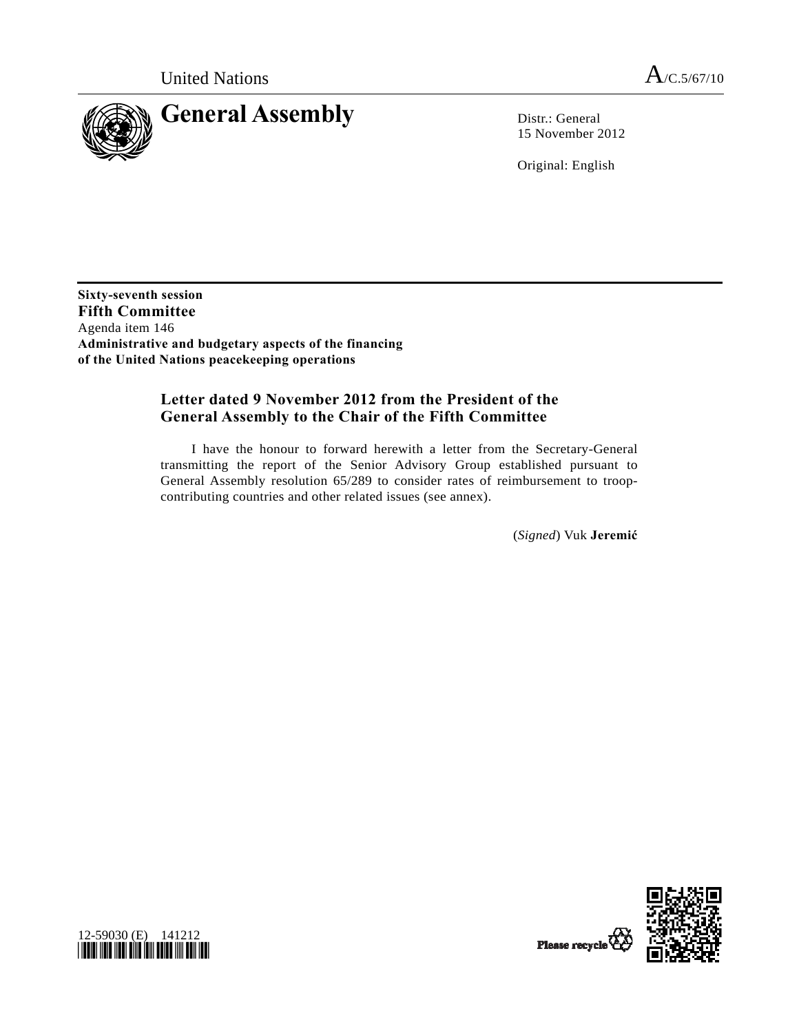United Nations A/C.5/67/10

# General Assembly

Distr.: General
15 November 2012

Original: English

**Sixty-seventh session**
**Fifth Committee**
Agenda item 146
**Administrative and budgetary aspects of the financing of the United Nations peacekeeping operations**

## Letter dated 9 November 2012 from the President of the General Assembly to the Chair of the Fifth Committee

I have the honour to forward herewith a letter from the Secretary-General transmitting the report of the Senior Advisory Group established pursuant to General Assembly resolution 65/289 to consider rates of reimbursement to troop-contributing countries and other related issues (see annex).

(*Signed*) Vuk **Jeremić**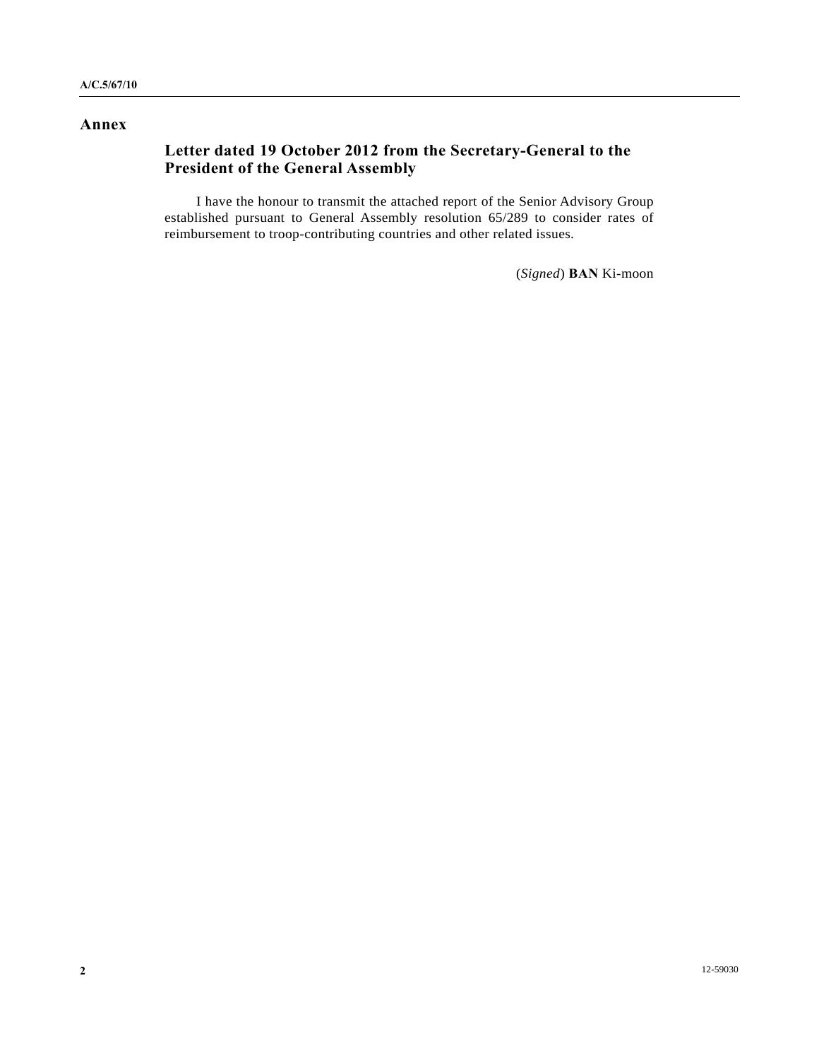# Annex

## Letter dated 19 October 2012 from the Secretary-General to the President of the General Assembly

I have the honour to transmit the attached report of the Senior Advisory Group established pursuant to General Assembly resolution 65/289 to consider rates of reimbursement to troop-contributing countries and other related issues.

(*Signed*) **BAN** Ki-moon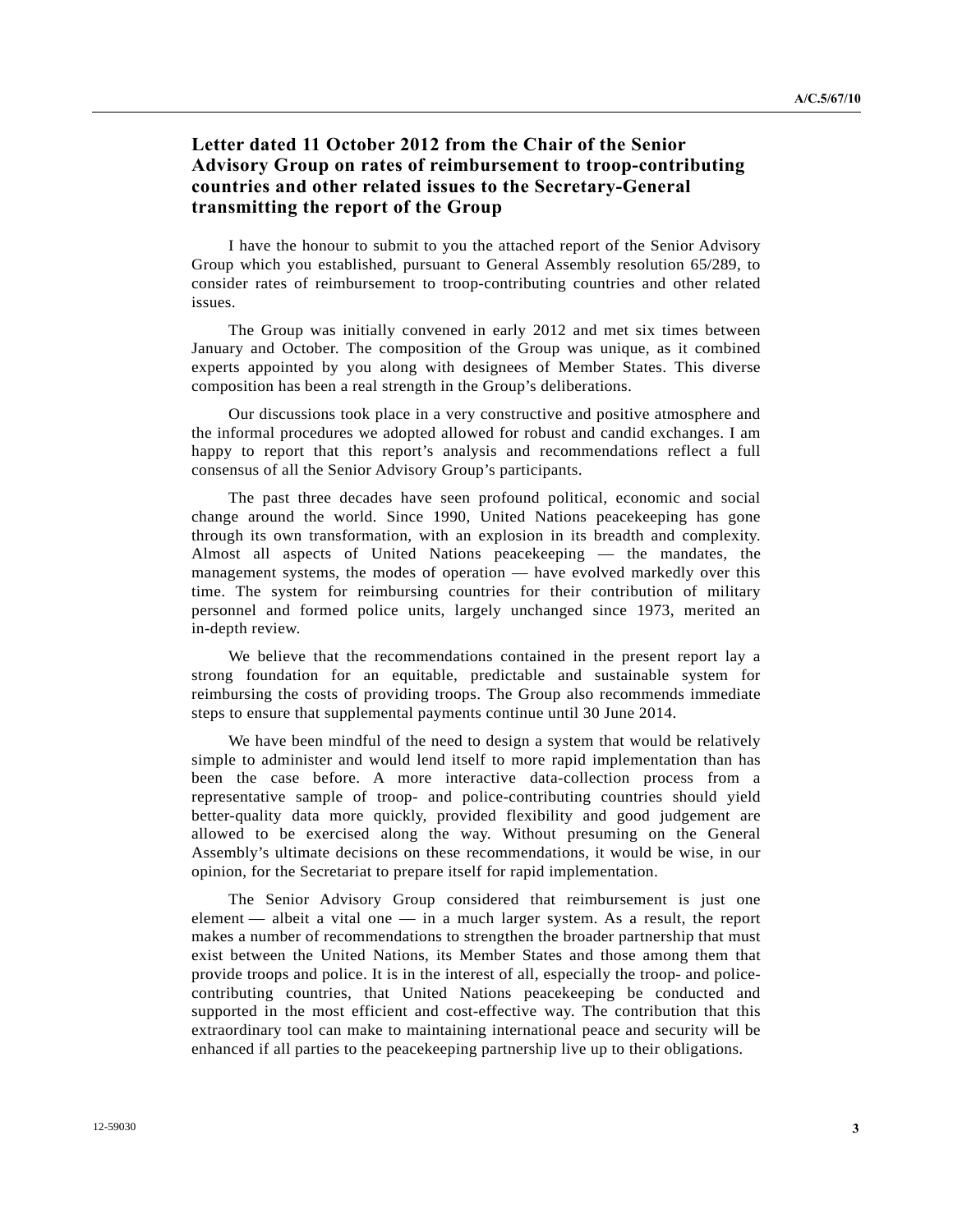## Letter dated 11 October 2012 from the Chair of the Senior Advisory Group on rates of reimbursement to troop-contributing countries and other related issues to the Secretary-General transmitting the report of the Group

I have the honour to submit to you the attached report of the Senior Advisory Group which you established, pursuant to General Assembly resolution 65/289, to consider rates of reimbursement to troop-contributing countries and other related issues.

The Group was initially convened in early 2012 and met six times between January and October. The composition of the Group was unique, as it combined experts appointed by you along with designees of Member States. This diverse composition has been a real strength in the Group's deliberations.

Our discussions took place in a very constructive and positive atmosphere and the informal procedures we adopted allowed for robust and candid exchanges. I am happy to report that this report's analysis and recommendations reflect a full consensus of all the Senior Advisory Group's participants.

The past three decades have seen profound political, economic and social change around the world. Since 1990, United Nations peacekeeping has gone through its own transformation, with an explosion in its breadth and complexity. Almost all aspects of United Nations peacekeeping — the mandates, the management systems, the modes of operation — have evolved markedly over this time. The system for reimbursing countries for their contribution of military personnel and formed police units, largely unchanged since 1973, merited an in-depth review.

We believe that the recommendations contained in the present report lay a strong foundation for an equitable, predictable and sustainable system for reimbursing the costs of providing troops. The Group also recommends immediate steps to ensure that supplemental payments continue until 30 June 2014.

We have been mindful of the need to design a system that would be relatively simple to administer and would lend itself to more rapid implementation than has been the case before. A more interactive data-collection process from a representative sample of troop- and police-contributing countries should yield better-quality data more quickly, provided flexibility and good judgement are allowed to be exercised along the way. Without presuming on the General Assembly's ultimate decisions on these recommendations, it would be wise, in our opinion, for the Secretariat to prepare itself for rapid implementation.

The Senior Advisory Group considered that reimbursement is just one element — albeit a vital one — in a much larger system. As a result, the report makes a number of recommendations to strengthen the broader partnership that must exist between the United Nations, its Member States and those among them that provide troops and police. It is in the interest of all, especially the troop- and police-contributing countries, that United Nations peacekeeping be conducted and supported in the most efficient and cost-effective way. The contribution that this extraordinary tool can make to maintaining international peace and security will be enhanced if all parties to the peacekeeping partnership live up to their obligations.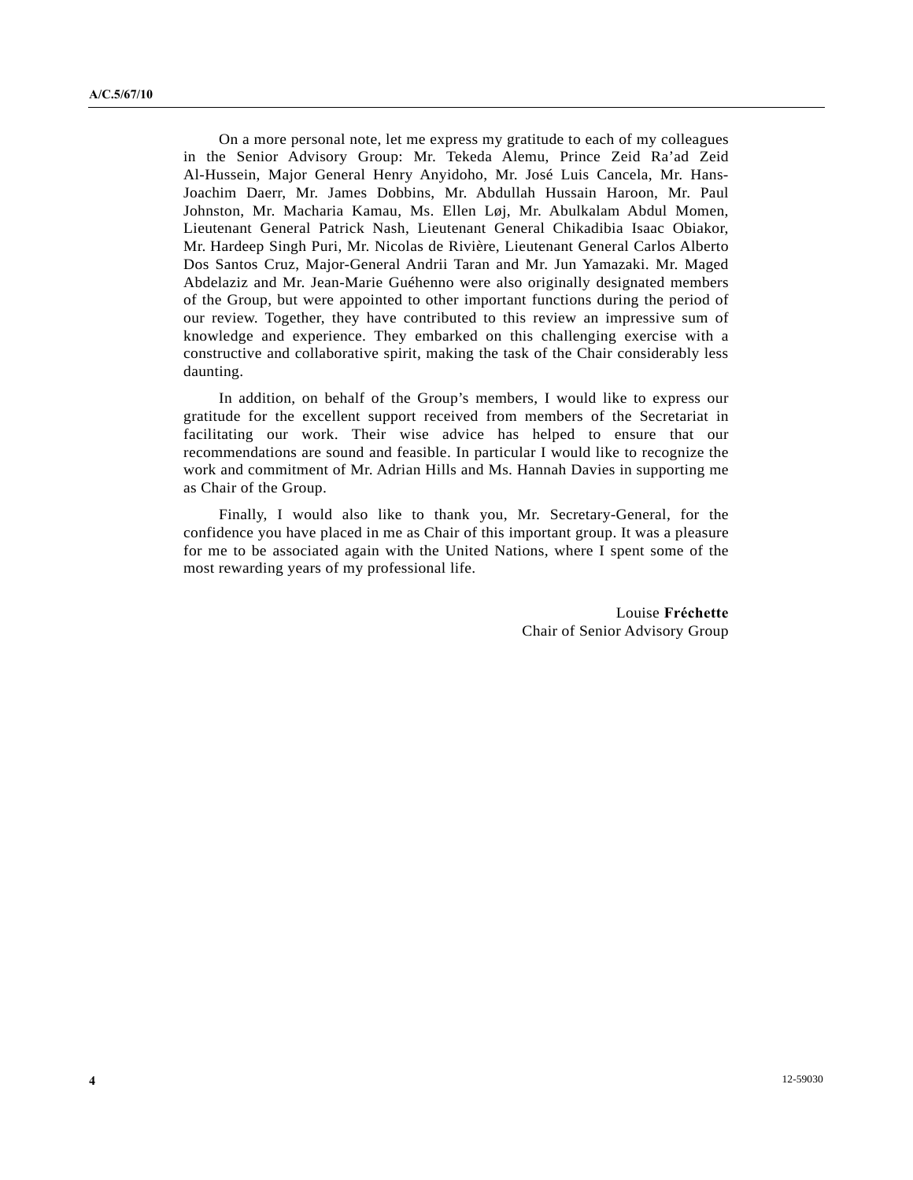On a more personal note, let me express my gratitude to each of my colleagues in the Senior Advisory Group: Mr. Tekeda Alemu, Prince Zeid Ra'ad Zeid Al-Hussein, Major General Henry Anyidoho, Mr. José Luis Cancela, Mr. Hans-Joachim Daerr, Mr. James Dobbins, Mr. Abdullah Hussain Haroon, Mr. Paul Johnston, Mr. Macharia Kamau, Ms. Ellen Løj, Mr. Abulkalam Abdul Momen, Lieutenant General Patrick Nash, Lieutenant General Chikadibia Isaac Obiakor, Mr. Hardeep Singh Puri, Mr. Nicolas de Rivière, Lieutenant General Carlos Alberto Dos Santos Cruz, Major-General Andrii Taran and Mr. Jun Yamazaki. Mr. Maged Abdelaziz and Mr. Jean-Marie Guéhenno were also originally designated members of the Group, but were appointed to other important functions during the period of our review. Together, they have contributed to this review an impressive sum of knowledge and experience. They embarked on this challenging exercise with a constructive and collaborative spirit, making the task of the Chair considerably less daunting.

In addition, on behalf of the Group's members, I would like to express our gratitude for the excellent support received from members of the Secretariat in facilitating our work. Their wise advice has helped to ensure that our recommendations are sound and feasible. In particular I would like to recognize the work and commitment of Mr. Adrian Hills and Ms. Hannah Davies in supporting me as Chair of the Group.

Finally, I would also like to thank you, Mr. Secretary-General, for the confidence you have placed in me as Chair of this important group. It was a pleasure for me to be associated again with the United Nations, where I spent some of the most rewarding years of my professional life.

Louise **Fréchette**
Chair of Senior Advisory Group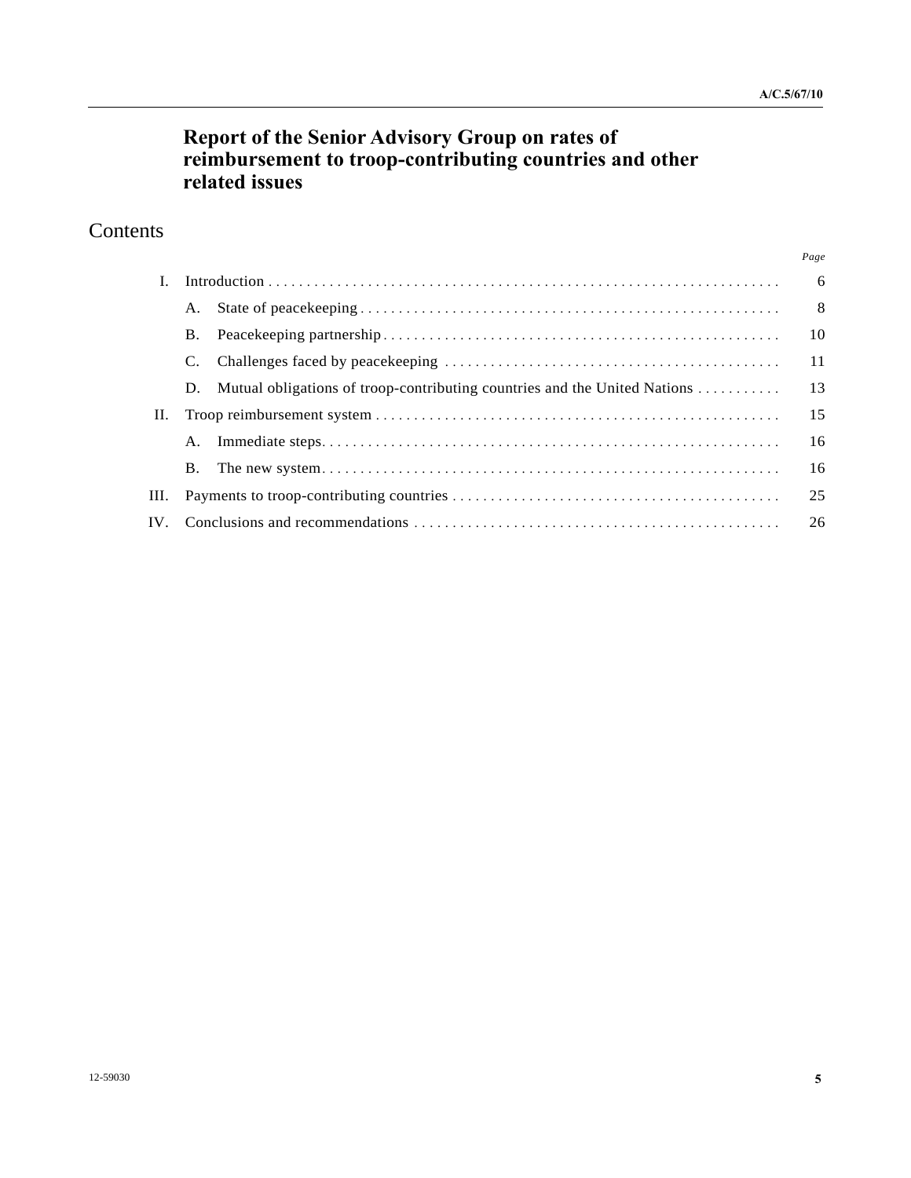# Report of the Senior Advisory Group on rates of reimbursement to troop-contributing countries and other related issues

## Contents

| | | Page |
|---|---|---|
| I. | Introduction | 6 |
| | A. State of peacekeeping | 8 |
| | B. Peacekeeping partnership | 10 |
| | C. Challenges faced by peacekeeping | 11 |
| | D. Mutual obligations of troop-contributing countries and the United Nations | 13 |
| II. | Troop reimbursement system | 15 |
| | A. Immediate steps | 16 |
| | B. The new system | 16 |
| III. | Payments to troop-contributing countries | 25 |
| IV. | Conclusions and recommendations | 26 |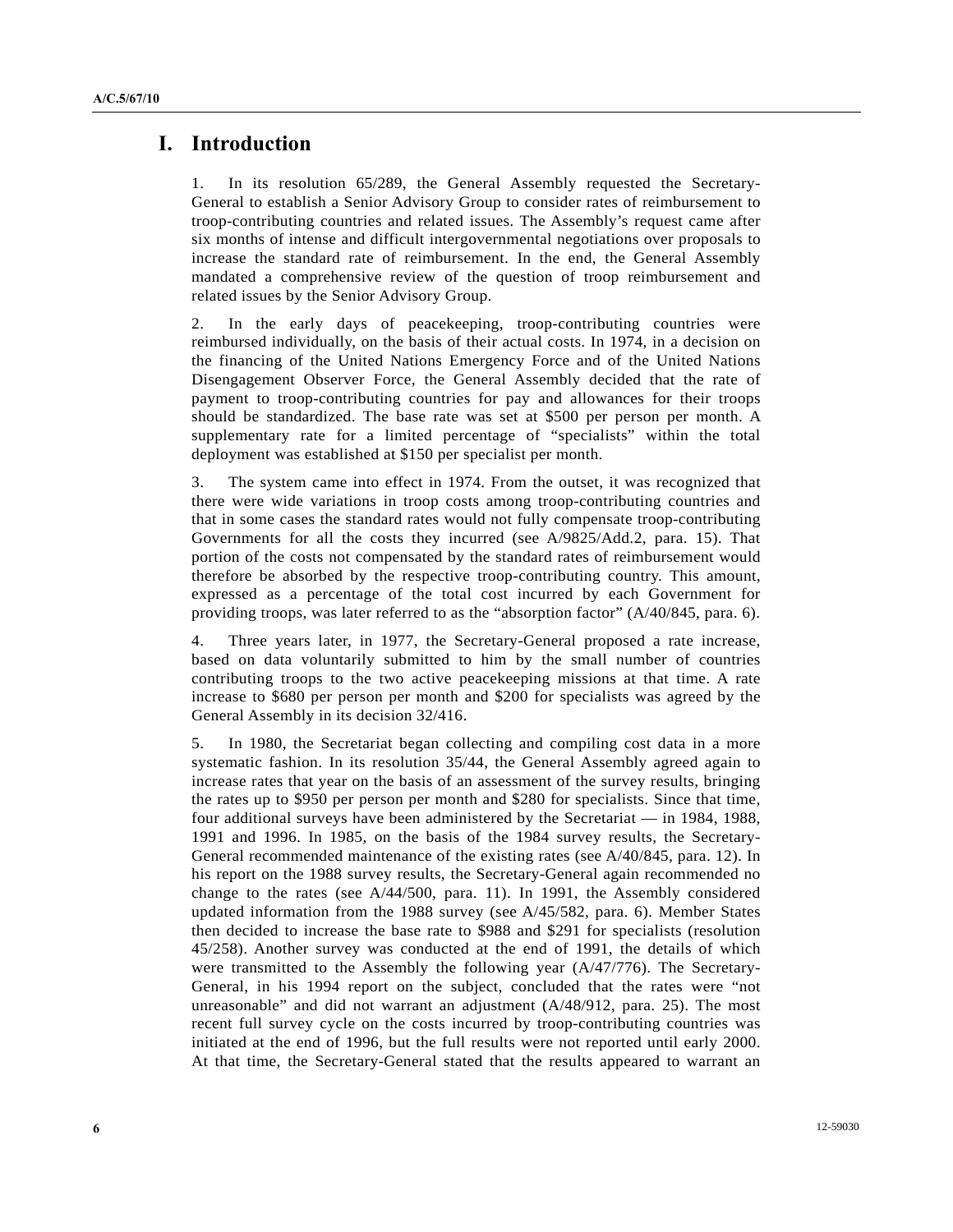# I. Introduction

1. In its resolution 65/289, the General Assembly requested the Secretary-General to establish a Senior Advisory Group to consider rates of reimbursement to troop-contributing countries and related issues. The Assembly's request came after six months of intense and difficult intergovernmental negotiations over proposals to increase the standard rate of reimbursement. In the end, the General Assembly mandated a comprehensive review of the question of troop reimbursement and related issues by the Senior Advisory Group.

2. In the early days of peacekeeping, troop-contributing countries were reimbursed individually, on the basis of their actual costs. In 1974, in a decision on the financing of the United Nations Emergency Force and of the United Nations Disengagement Observer Force, the General Assembly decided that the rate of payment to troop-contributing countries for pay and allowances for their troops should be standardized. The base rate was set at \$500 per person per month. A supplementary rate for a limited percentage of "specialists" within the total deployment was established at \$150 per specialist per month.

3. The system came into effect in 1974. From the outset, it was recognized that there were wide variations in troop costs among troop-contributing countries and that in some cases the standard rates would not fully compensate troop-contributing Governments for all the costs they incurred (see A/9825/Add.2, para. 15). That portion of the costs not compensated by the standard rates of reimbursement would therefore be absorbed by the respective troop-contributing country. This amount, expressed as a percentage of the total cost incurred by each Government for providing troops, was later referred to as the "absorption factor" (A/40/845, para. 6).

4. Three years later, in 1977, the Secretary-General proposed a rate increase, based on data voluntarily submitted to him by the small number of countries contributing troops to the two active peacekeeping missions at that time. A rate increase to \$680 per person per month and \$200 for specialists was agreed by the General Assembly in its decision 32/416.

5. In 1980, the Secretariat began collecting and compiling cost data in a more systematic fashion. In its resolution 35/44, the General Assembly agreed again to increase rates that year on the basis of an assessment of the survey results, bringing the rates up to \$950 per person per month and \$280 for specialists. Since that time, four additional surveys have been administered by the Secretariat — in 1984, 1988, 1991 and 1996. In 1985, on the basis of the 1984 survey results, the Secretary-General recommended maintenance of the existing rates (see A/40/845, para. 12). In his report on the 1988 survey results, the Secretary-General again recommended no change to the rates (see A/44/500, para. 11). In 1991, the Assembly considered updated information from the 1988 survey (see A/45/582, para. 6). Member States then decided to increase the base rate to \$988 and \$291 for specialists (resolution 45/258). Another survey was conducted at the end of 1991, the details of which were transmitted to the Assembly the following year (A/47/776). The Secretary-General, in his 1994 report on the subject, concluded that the rates were "not unreasonable" and did not warrant an adjustment (A/48/912, para. 25). The most recent full survey cycle on the costs incurred by troop-contributing countries was initiated at the end of 1996, but the full results were not reported until early 2000. At that time, the Secretary-General stated that the results appeared to warrant an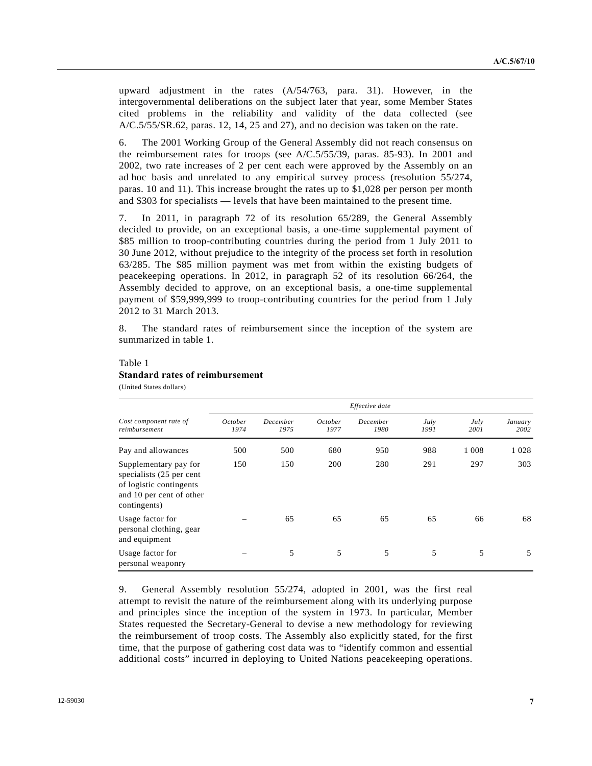upward adjustment in the rates (A/54/763, para. 31). However, in the intergovernmental deliberations on the subject later that year, some Member States cited problems in the reliability and validity of the data collected (see A/C.5/55/SR.62, paras. 12, 14, 25 and 27), and no decision was taken on the rate.

6. The 2001 Working Group of the General Assembly did not reach consensus on the reimbursement rates for troops (see A/C.5/55/39, paras. 85-93). In 2001 and 2002, two rate increases of 2 per cent each were approved by the Assembly on an ad hoc basis and unrelated to any empirical survey process (resolution 55/274, paras. 10 and 11). This increase brought the rates up to $1,028 per person per month and $303 for specialists — levels that have been maintained to the present time.

7. In 2011, in paragraph 72 of its resolution 65/289, the General Assembly decided to provide, on an exceptional basis, a one-time supplemental payment of $85 million to troop-contributing countries during the period from 1 July 2011 to 30 June 2012, without prejudice to the integrity of the process set forth in resolution 63/285. The $85 million payment was met from within the existing budgets of peacekeeping operations. In 2012, in paragraph 52 of its resolution 66/264, the Assembly decided to approve, on an exceptional basis, a one-time supplemental payment of $59,999,999 to troop-contributing countries for the period from 1 July 2012 to 31 March 2013.

8. The standard rates of reimbursement since the inception of the system are summarized in table 1.

Table 1
**Standard rates of reimbursement**
(United States dollars)

| | *Effective date* | | | | | | |
|---|---|---|---|---|---|---|---|
| *Cost component rate of reimbursement* | *October 1974* | *December 1975* | *October 1977* | *December 1980* | *July 1991* | *July 2001* | *January 2002* |
| Pay and allowances | 500 | 500 | 680 | 950 | 988 | 1 008 | 1 028 |
| Supplementary pay for specialists (25 per cent of logistic contingents and 10 per cent of other contingents) | 150 | 150 | 200 | 280 | 291 | 297 | 303 |
| Usage factor for personal clothing, gear and equipment | – | 65 | 65 | 65 | 65 | 66 | 68 |
| Usage factor for personal weaponry | – | 5 | 5 | 5 | 5 | 5 | 5 |

9. General Assembly resolution 55/274, adopted in 2001, was the first real attempt to revisit the nature of the reimbursement along with its underlying purpose and principles since the inception of the system in 1973. In particular, Member States requested the Secretary-General to devise a new methodology for reviewing the reimbursement of troop costs. The Assembly also explicitly stated, for the first time, that the purpose of gathering cost data was to "identify common and essential additional costs" incurred in deploying to United Nations peacekeeping operations.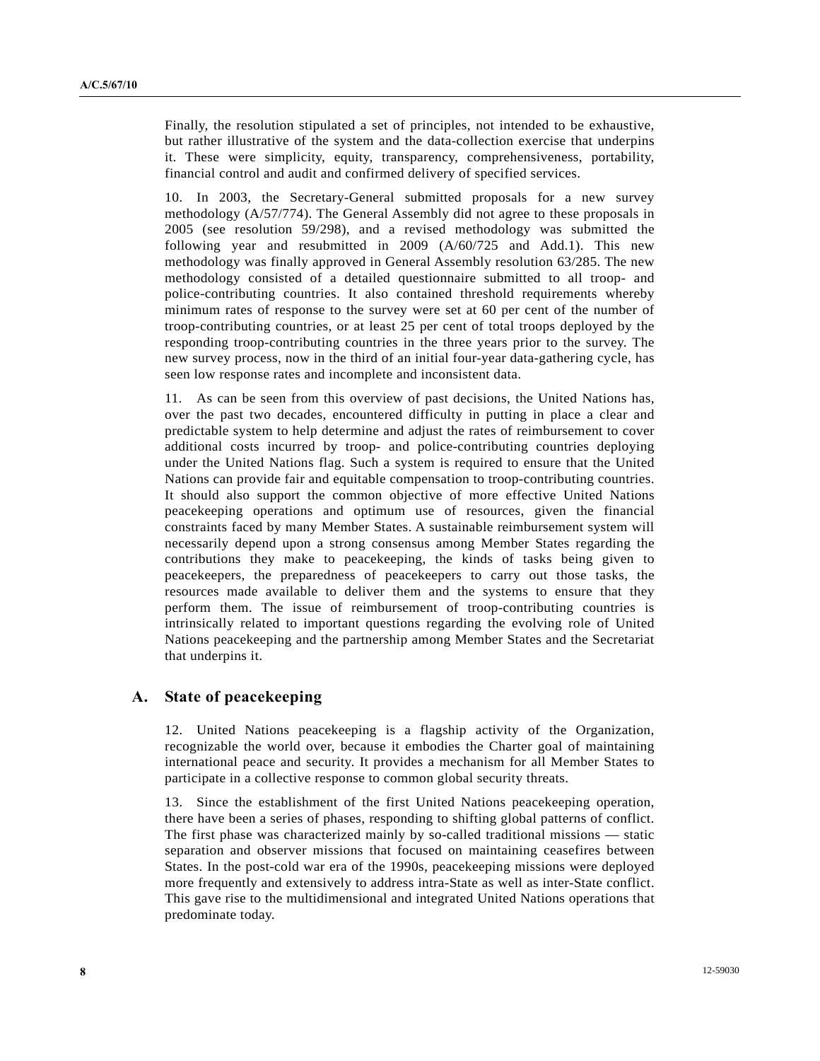Finally, the resolution stipulated a set of principles, not intended to be exhaustive, but rather illustrative of the system and the data-collection exercise that underpins it. These were simplicity, equity, transparency, comprehensiveness, portability, financial control and audit and confirmed delivery of specified services.

10. In 2003, the Secretary-General submitted proposals for a new survey methodology (A/57/774). The General Assembly did not agree to these proposals in 2005 (see resolution 59/298), and a revised methodology was submitted the following year and resubmitted in 2009 (A/60/725 and Add.1). This new methodology was finally approved in General Assembly resolution 63/285. The new methodology consisted of a detailed questionnaire submitted to all troop- and police-contributing countries. It also contained threshold requirements whereby minimum rates of response to the survey were set at 60 per cent of the number of troop-contributing countries, or at least 25 per cent of total troops deployed by the responding troop-contributing countries in the three years prior to the survey. The new survey process, now in the third of an initial four-year data-gathering cycle, has seen low response rates and incomplete and inconsistent data.

11. As can be seen from this overview of past decisions, the United Nations has, over the past two decades, encountered difficulty in putting in place a clear and predictable system to help determine and adjust the rates of reimbursement to cover additional costs incurred by troop- and police-contributing countries deploying under the United Nations flag. Such a system is required to ensure that the United Nations can provide fair and equitable compensation to troop-contributing countries. It should also support the common objective of more effective United Nations peacekeeping operations and optimum use of resources, given the financial constraints faced by many Member States. A sustainable reimbursement system will necessarily depend upon a strong consensus among Member States regarding the contributions they make to peacekeeping, the kinds of tasks being given to peacekeepers, the preparedness of peacekeepers to carry out those tasks, the resources made available to deliver them and the systems to ensure that they perform them. The issue of reimbursement of troop-contributing countries is intrinsically related to important questions regarding the evolving role of United Nations peacekeeping and the partnership among Member States and the Secretariat that underpins it.

## A. State of peacekeeping

12. United Nations peacekeeping is a flagship activity of the Organization, recognizable the world over, because it embodies the Charter goal of maintaining international peace and security. It provides a mechanism for all Member States to participate in a collective response to common global security threats.

13. Since the establishment of the first United Nations peacekeeping operation, there have been a series of phases, responding to shifting global patterns of conflict. The first phase was characterized mainly by so-called traditional missions — static separation and observer missions that focused on maintaining ceasefires between States. In the post-cold war era of the 1990s, peacekeeping missions were deployed more frequently and extensively to address intra-State as well as inter-State conflict. This gave rise to the multidimensional and integrated United Nations operations that predominate today.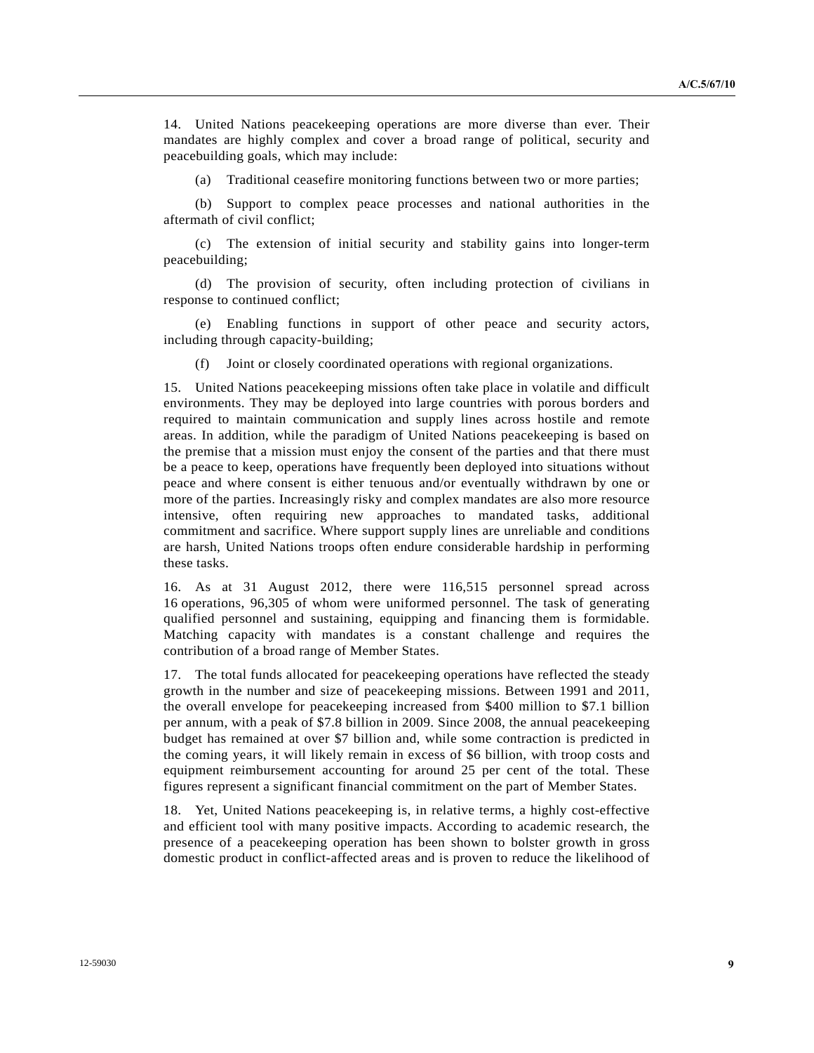14. United Nations peacekeeping operations are more diverse than ever. Their mandates are highly complex and cover a broad range of political, security and peacebuilding goals, which may include:

(a) Traditional ceasefire monitoring functions between two or more parties;

(b) Support to complex peace processes and national authorities in the aftermath of civil conflict;

(c) The extension of initial security and stability gains into longer-term peacebuilding;

(d) The provision of security, often including protection of civilians in response to continued conflict;

(e) Enabling functions in support of other peace and security actors, including through capacity-building;

(f) Joint or closely coordinated operations with regional organizations.

15. United Nations peacekeeping missions often take place in volatile and difficult environments. They may be deployed into large countries with porous borders and required to maintain communication and supply lines across hostile and remote areas. In addition, while the paradigm of United Nations peacekeeping is based on the premise that a mission must enjoy the consent of the parties and that there must be a peace to keep, operations have frequently been deployed into situations without peace and where consent is either tenuous and/or eventually withdrawn by one or more of the parties. Increasingly risky and complex mandates are also more resource intensive, often requiring new approaches to mandated tasks, additional commitment and sacrifice. Where support supply lines are unreliable and conditions are harsh, United Nations troops often endure considerable hardship in performing these tasks.

16. As at 31 August 2012, there were 116,515 personnel spread across 16 operations, 96,305 of whom were uniformed personnel. The task of generating qualified personnel and sustaining, equipping and financing them is formidable. Matching capacity with mandates is a constant challenge and requires the contribution of a broad range of Member States.

17. The total funds allocated for peacekeeping operations have reflected the steady growth in the number and size of peacekeeping missions. Between 1991 and 2011, the overall envelope for peacekeeping increased from $400 million to $7.1 billion per annum, with a peak of $7.8 billion in 2009. Since 2008, the annual peacekeeping budget has remained at over $7 billion and, while some contraction is predicted in the coming years, it will likely remain in excess of $6 billion, with troop costs and equipment reimbursement accounting for around 25 per cent of the total. These figures represent a significant financial commitment on the part of Member States.

18. Yet, United Nations peacekeeping is, in relative terms, a highly cost-effective and efficient tool with many positive impacts. According to academic research, the presence of a peacekeeping operation has been shown to bolster growth in gross domestic product in conflict-affected areas and is proven to reduce the likelihood of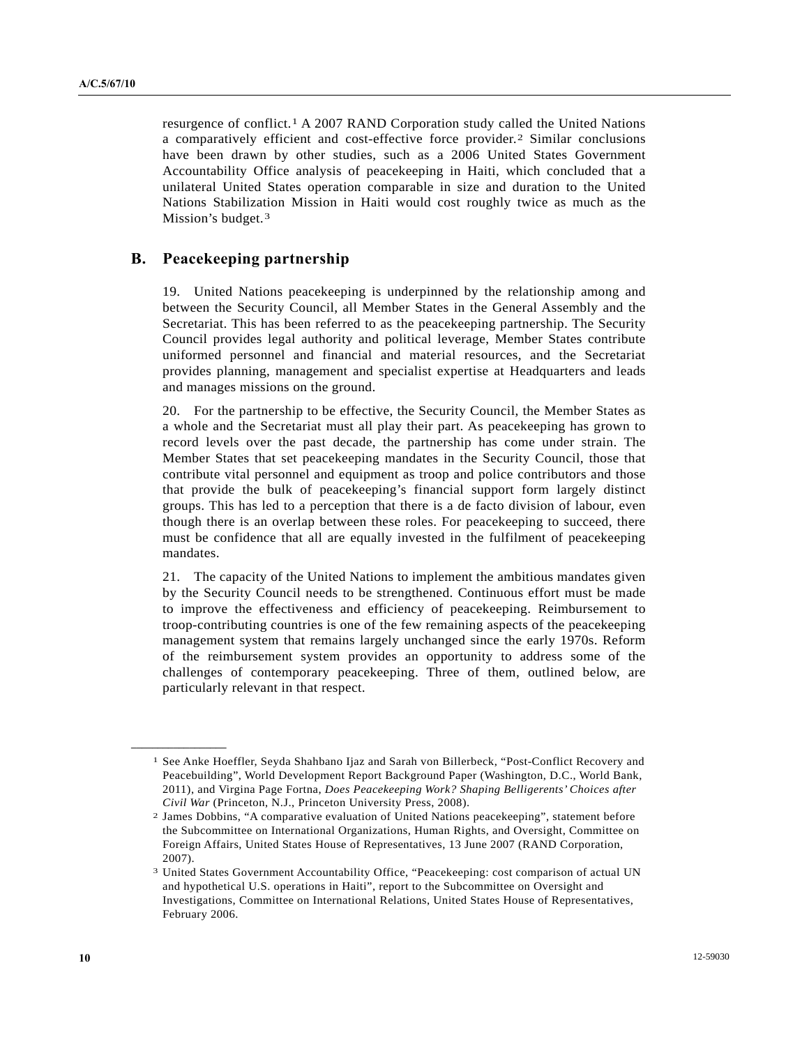resurgence of conflict.[1] A 2007 RAND Corporation study called the United Nations a comparatively efficient and cost-effective force provider.[2] Similar conclusions have been drawn by other studies, such as a 2006 United States Government Accountability Office analysis of peacekeeping in Haiti, which concluded that a unilateral United States operation comparable in size and duration to the United Nations Stabilization Mission in Haiti would cost roughly twice as much as the Mission's budget.[3]

## B. Peacekeeping partnership

19. United Nations peacekeeping is underpinned by the relationship among and between the Security Council, all Member States in the General Assembly and the Secretariat. This has been referred to as the peacekeeping partnership. The Security Council provides legal authority and political leverage, Member States contribute uniformed personnel and financial and material resources, and the Secretariat provides planning, management and specialist expertise at Headquarters and leads and manages missions on the ground.

20. For the partnership to be effective, the Security Council, the Member States as a whole and the Secretariat must all play their part. As peacekeeping has grown to record levels over the past decade, the partnership has come under strain. The Member States that set peacekeeping mandates in the Security Council, those that contribute vital personnel and equipment as troop and police contributors and those that provide the bulk of peacekeeping's financial support form largely distinct groups. This has led to a perception that there is a de facto division of labour, even though there is an overlap between these roles. For peacekeeping to succeed, there must be confidence that all are equally invested in the fulfilment of peacekeeping mandates.

21. The capacity of the United Nations to implement the ambitious mandates given by the Security Council needs to be strengthened. Continuous effort must be made to improve the effectiveness and efficiency of peacekeeping. Reimbursement to troop-contributing countries is one of the few remaining aspects of the peacekeeping management system that remains largely unchanged since the early 1970s. Reform of the reimbursement system provides an opportunity to address some of the challenges of contemporary peacekeeping. Three of them, outlined below, are particularly relevant in that respect.

---

[1] See Anke Hoeffler, Seyda Shahbano Ijaz and Sarah von Billerbeck, "Post-Conflict Recovery and Peacebuilding", World Development Report Background Paper (Washington, D.C., World Bank, 2011), and Virgina Page Fortna, *Does Peacekeeping Work? Shaping Belligerents' Choices after Civil War* (Princeton, N.J., Princeton University Press, 2008).

[2] James Dobbins, "A comparative evaluation of United Nations peacekeeping", statement before the Subcommittee on International Organizations, Human Rights, and Oversight, Committee on Foreign Affairs, United States House of Representatives, 13 June 2007 (RAND Corporation, 2007).

[3] United States Government Accountability Office, "Peacekeeping: cost comparison of actual UN and hypothetical U.S. operations in Haiti", report to the Subcommittee on Oversight and Investigations, Committee on International Relations, United States House of Representatives, February 2006.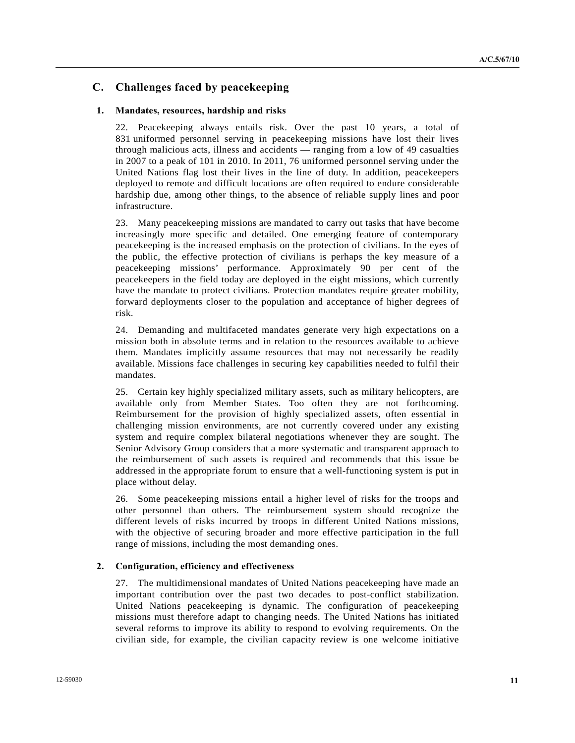## C. Challenges faced by peacekeeping

### 1. Mandates, resources, hardship and risks

22. Peacekeeping always entails risk. Over the past 10 years, a total of 831 uniformed personnel serving in peacekeeping missions have lost their lives through malicious acts, illness and accidents — ranging from a low of 49 casualties in 2007 to a peak of 101 in 2010. In 2011, 76 uniformed personnel serving under the United Nations flag lost their lives in the line of duty. In addition, peacekeepers deployed to remote and difficult locations are often required to endure considerable hardship due, among other things, to the absence of reliable supply lines and poor infrastructure.

23. Many peacekeeping missions are mandated to carry out tasks that have become increasingly more specific and detailed. One emerging feature of contemporary peacekeeping is the increased emphasis on the protection of civilians. In the eyes of the public, the effective protection of civilians is perhaps the key measure of a peacekeeping missions' performance. Approximately 90 per cent of the peacekeepers in the field today are deployed in the eight missions, which currently have the mandate to protect civilians. Protection mandates require greater mobility, forward deployments closer to the population and acceptance of higher degrees of risk.

24. Demanding and multifaceted mandates generate very high expectations on a mission both in absolute terms and in relation to the resources available to achieve them. Mandates implicitly assume resources that may not necessarily be readily available. Missions face challenges in securing key capabilities needed to fulfil their mandates.

25. Certain key highly specialized military assets, such as military helicopters, are available only from Member States. Too often they are not forthcoming. Reimbursement for the provision of highly specialized assets, often essential in challenging mission environments, are not currently covered under any existing system and require complex bilateral negotiations whenever they are sought. The Senior Advisory Group considers that a more systematic and transparent approach to the reimbursement of such assets is required and recommends that this issue be addressed in the appropriate forum to ensure that a well-functioning system is put in place without delay.

26. Some peacekeeping missions entail a higher level of risks for the troops and other personnel than others. The reimbursement system should recognize the different levels of risks incurred by troops in different United Nations missions, with the objective of securing broader and more effective participation in the full range of missions, including the most demanding ones.

### 2. Configuration, efficiency and effectiveness

27. The multidimensional mandates of United Nations peacekeeping have made an important contribution over the past two decades to post-conflict stabilization. United Nations peacekeeping is dynamic. The configuration of peacekeeping missions must therefore adapt to changing needs. The United Nations has initiated several reforms to improve its ability to respond to evolving requirements. On the civilian side, for example, the civilian capacity review is one welcome initiative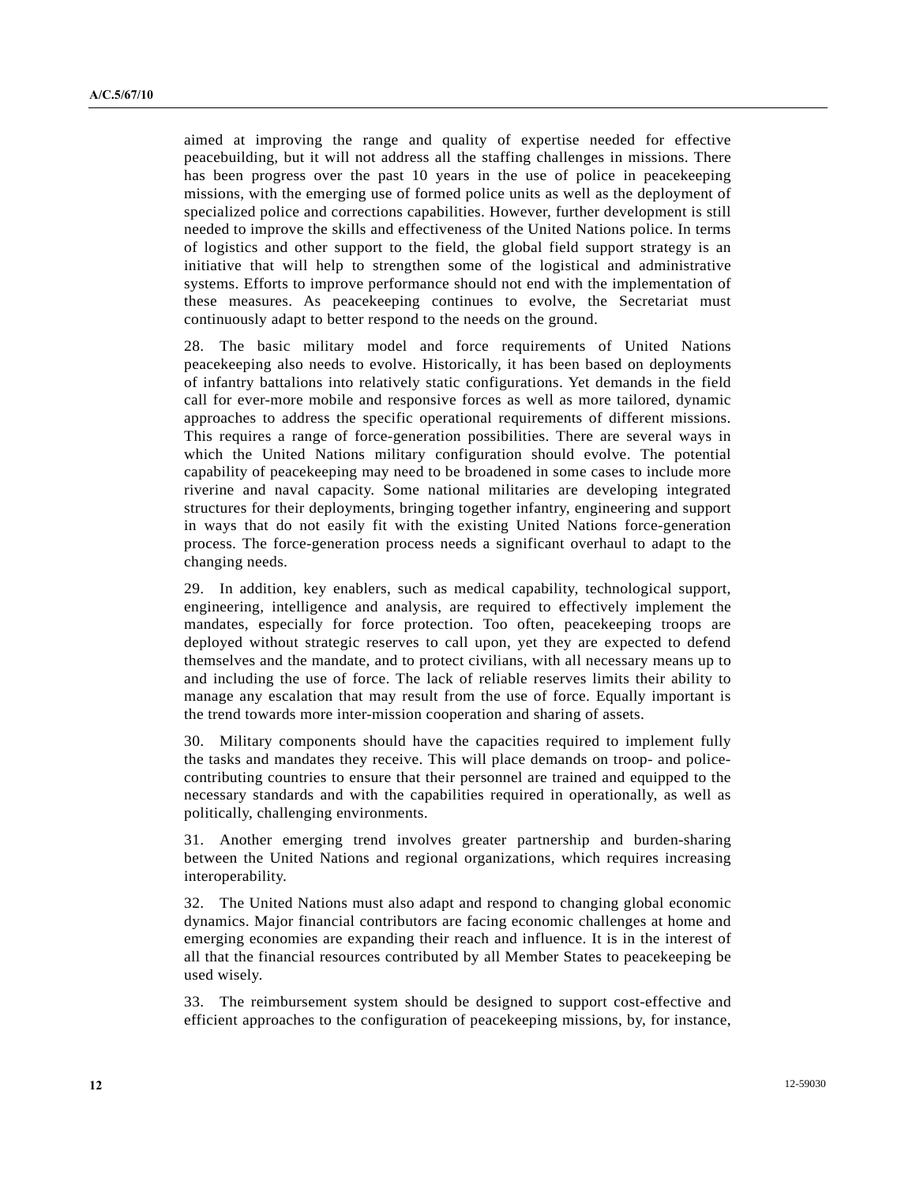aimed at improving the range and quality of expertise needed for effective peacebuilding, but it will not address all the staffing challenges in missions. There has been progress over the past 10 years in the use of police in peacekeeping missions, with the emerging use of formed police units as well as the deployment of specialized police and corrections capabilities. However, further development is still needed to improve the skills and effectiveness of the United Nations police. In terms of logistics and other support to the field, the global field support strategy is an initiative that will help to strengthen some of the logistical and administrative systems. Efforts to improve performance should not end with the implementation of these measures. As peacekeeping continues to evolve, the Secretariat must continuously adapt to better respond to the needs on the ground.

28. The basic military model and force requirements of United Nations peacekeeping also needs to evolve. Historically, it has been based on deployments of infantry battalions into relatively static configurations. Yet demands in the field call for ever-more mobile and responsive forces as well as more tailored, dynamic approaches to address the specific operational requirements of different missions. This requires a range of force-generation possibilities. There are several ways in which the United Nations military configuration should evolve. The potential capability of peacekeeping may need to be broadened in some cases to include more riverine and naval capacity. Some national militaries are developing integrated structures for their deployments, bringing together infantry, engineering and support in ways that do not easily fit with the existing United Nations force-generation process. The force-generation process needs a significant overhaul to adapt to the changing needs.

29. In addition, key enablers, such as medical capability, technological support, engineering, intelligence and analysis, are required to effectively implement the mandates, especially for force protection. Too often, peacekeeping troops are deployed without strategic reserves to call upon, yet they are expected to defend themselves and the mandate, and to protect civilians, with all necessary means up to and including the use of force. The lack of reliable reserves limits their ability to manage any escalation that may result from the use of force. Equally important is the trend towards more inter-mission cooperation and sharing of assets.

30. Military components should have the capacities required to implement fully the tasks and mandates they receive. This will place demands on troop- and police-contributing countries to ensure that their personnel are trained and equipped to the necessary standards and with the capabilities required in operationally, as well as politically, challenging environments.

31. Another emerging trend involves greater partnership and burden-sharing between the United Nations and regional organizations, which requires increasing interoperability.

32. The United Nations must also adapt and respond to changing global economic dynamics. Major financial contributors are facing economic challenges at home and emerging economies are expanding their reach and influence. It is in the interest of all that the financial resources contributed by all Member States to peacekeeping be used wisely.

33. The reimbursement system should be designed to support cost-effective and efficient approaches to the configuration of peacekeeping missions, by, for instance,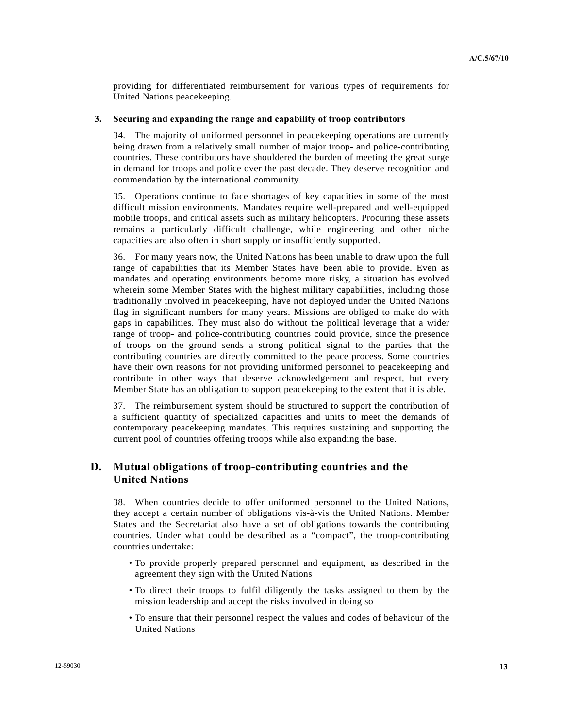providing for differentiated reimbursement for various types of requirements for United Nations peacekeeping.

### 3. Securing and expanding the range and capability of troop contributors

34. The majority of uniformed personnel in peacekeeping operations are currently being drawn from a relatively small number of major troop- and police-contributing countries. These contributors have shouldered the burden of meeting the great surge in demand for troops and police over the past decade. They deserve recognition and commendation by the international community.

35. Operations continue to face shortages of key capacities in some of the most difficult mission environments. Mandates require well-prepared and well-equipped mobile troops, and critical assets such as military helicopters. Procuring these assets remains a particularly difficult challenge, while engineering and other niche capacities are also often in short supply or insufficiently supported.

36. For many years now, the United Nations has been unable to draw upon the full range of capabilities that its Member States have been able to provide. Even as mandates and operating environments become more risky, a situation has evolved wherein some Member States with the highest military capabilities, including those traditionally involved in peacekeeping, have not deployed under the United Nations flag in significant numbers for many years. Missions are obliged to make do with gaps in capabilities. They must also do without the political leverage that a wider range of troop- and police-contributing countries could provide, since the presence of troops on the ground sends a strong political signal to the parties that the contributing countries are directly committed to the peace process. Some countries have their own reasons for not providing uniformed personnel to peacekeeping and contribute in other ways that deserve acknowledgement and respect, but every Member State has an obligation to support peacekeeping to the extent that it is able.

37. The reimbursement system should be structured to support the contribution of a sufficient quantity of specialized capacities and units to meet the demands of contemporary peacekeeping mandates. This requires sustaining and supporting the current pool of countries offering troops while also expanding the base.

## D. Mutual obligations of troop-contributing countries and the United Nations

38. When countries decide to offer uniformed personnel to the United Nations, they accept a certain number of obligations vis-à-vis the United Nations. Member States and the Secretariat also have a set of obligations towards the contributing countries. Under what could be described as a "compact", the troop-contributing countries undertake:

- To provide properly prepared personnel and equipment, as described in the agreement they sign with the United Nations
- To direct their troops to fulfil diligently the tasks assigned to them by the mission leadership and accept the risks involved in doing so
- To ensure that their personnel respect the values and codes of behaviour of the United Nations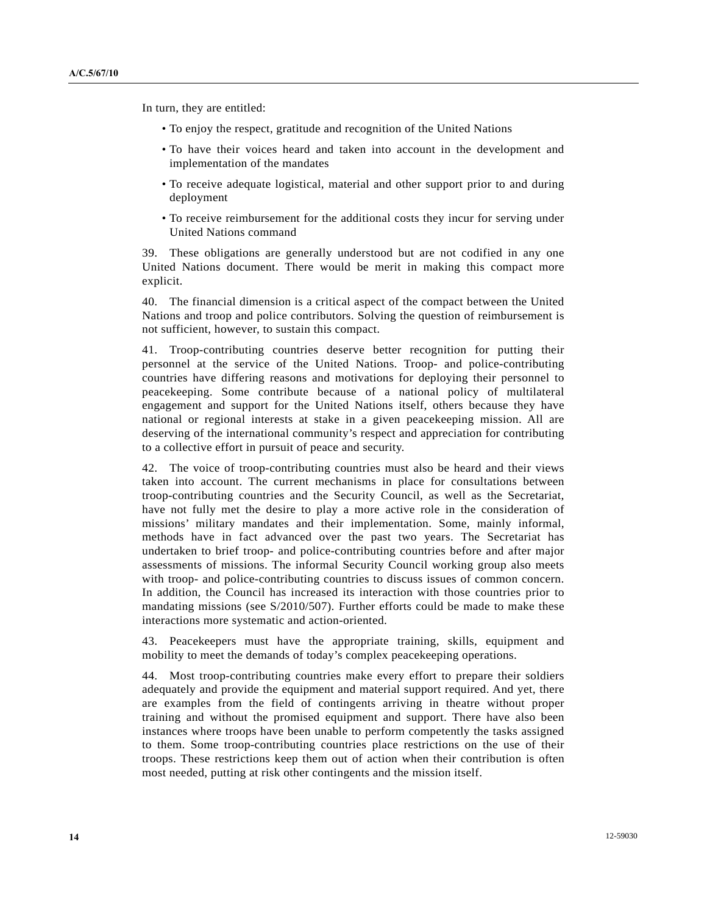In turn, they are entitled:

- To enjoy the respect, gratitude and recognition of the United Nations
- To have their voices heard and taken into account in the development and implementation of the mandates
- To receive adequate logistical, material and other support prior to and during deployment
- To receive reimbursement for the additional costs they incur for serving under United Nations command

39. These obligations are generally understood but are not codified in any one United Nations document. There would be merit in making this compact more explicit.

40. The financial dimension is a critical aspect of the compact between the United Nations and troop and police contributors. Solving the question of reimbursement is not sufficient, however, to sustain this compact.

41. Troop-contributing countries deserve better recognition for putting their personnel at the service of the United Nations. Troop- and police-contributing countries have differing reasons and motivations for deploying their personnel to peacekeeping. Some contribute because of a national policy of multilateral engagement and support for the United Nations itself, others because they have national or regional interests at stake in a given peacekeeping mission. All are deserving of the international community's respect and appreciation for contributing to a collective effort in pursuit of peace and security.

42. The voice of troop-contributing countries must also be heard and their views taken into account. The current mechanisms in place for consultations between troop-contributing countries and the Security Council, as well as the Secretariat, have not fully met the desire to play a more active role in the consideration of missions' military mandates and their implementation. Some, mainly informal, methods have in fact advanced over the past two years. The Secretariat has undertaken to brief troop- and police-contributing countries before and after major assessments of missions. The informal Security Council working group also meets with troop- and police-contributing countries to discuss issues of common concern. In addition, the Council has increased its interaction with those countries prior to mandating missions (see S/2010/507). Further efforts could be made to make these interactions more systematic and action-oriented.

43. Peacekeepers must have the appropriate training, skills, equipment and mobility to meet the demands of today's complex peacekeeping operations.

44. Most troop-contributing countries make every effort to prepare their soldiers adequately and provide the equipment and material support required. And yet, there are examples from the field of contingents arriving in theatre without proper training and without the promised equipment and support. There have also been instances where troops have been unable to perform competently the tasks assigned to them. Some troop-contributing countries place restrictions on the use of their troops. These restrictions keep them out of action when their contribution is often most needed, putting at risk other contingents and the mission itself.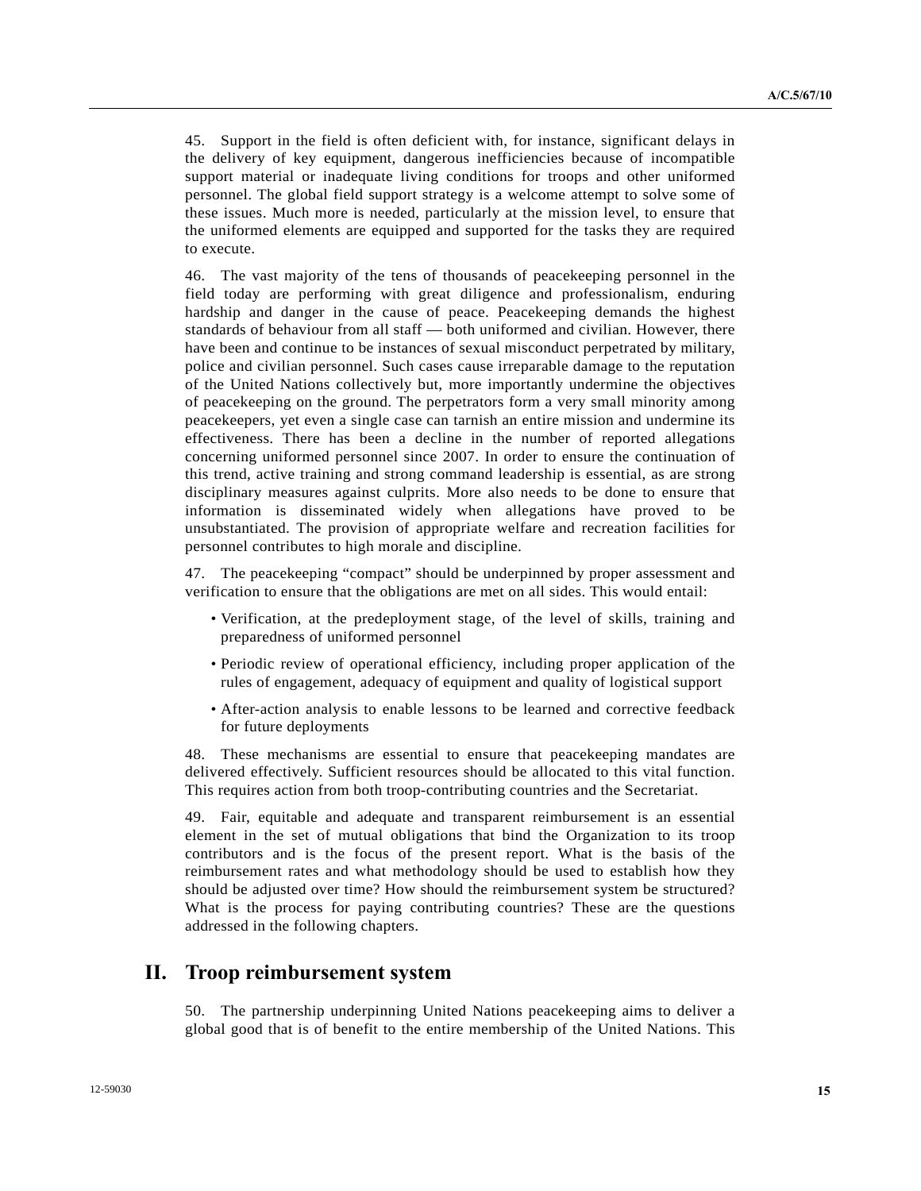45. Support in the field is often deficient with, for instance, significant delays in the delivery of key equipment, dangerous inefficiencies because of incompatible support material or inadequate living conditions for troops and other uniformed personnel. The global field support strategy is a welcome attempt to solve some of these issues. Much more is needed, particularly at the mission level, to ensure that the uniformed elements are equipped and supported for the tasks they are required to execute.

46. The vast majority of the tens of thousands of peacekeeping personnel in the field today are performing with great diligence and professionalism, enduring hardship and danger in the cause of peace. Peacekeeping demands the highest standards of behaviour from all staff — both uniformed and civilian. However, there have been and continue to be instances of sexual misconduct perpetrated by military, police and civilian personnel. Such cases cause irreparable damage to the reputation of the United Nations collectively but, more importantly undermine the objectives of peacekeeping on the ground. The perpetrators form a very small minority among peacekeepers, yet even a single case can tarnish an entire mission and undermine its effectiveness. There has been a decline in the number of reported allegations concerning uniformed personnel since 2007. In order to ensure the continuation of this trend, active training and strong command leadership is essential, as are strong disciplinary measures against culprits. More also needs to be done to ensure that information is disseminated widely when allegations have proved to be unsubstantiated. The provision of appropriate welfare and recreation facilities for personnel contributes to high morale and discipline.

47. The peacekeeping "compact" should be underpinned by proper assessment and verification to ensure that the obligations are met on all sides. This would entail:

- Verification, at the predeployment stage, of the level of skills, training and preparedness of uniformed personnel
- Periodic review of operational efficiency, including proper application of the rules of engagement, adequacy of equipment and quality of logistical support
- After-action analysis to enable lessons to be learned and corrective feedback for future deployments

48. These mechanisms are essential to ensure that peacekeeping mandates are delivered effectively. Sufficient resources should be allocated to this vital function. This requires action from both troop-contributing countries and the Secretariat.

49. Fair, equitable and adequate and transparent reimbursement is an essential element in the set of mutual obligations that bind the Organization to its troop contributors and is the focus of the present report. What is the basis of the reimbursement rates and what methodology should be used to establish how they should be adjusted over time? How should the reimbursement system be structured? What is the process for paying contributing countries? These are the questions addressed in the following chapters.

## II. Troop reimbursement system

50. The partnership underpinning United Nations peacekeeping aims to deliver a global good that is of benefit to the entire membership of the United Nations. This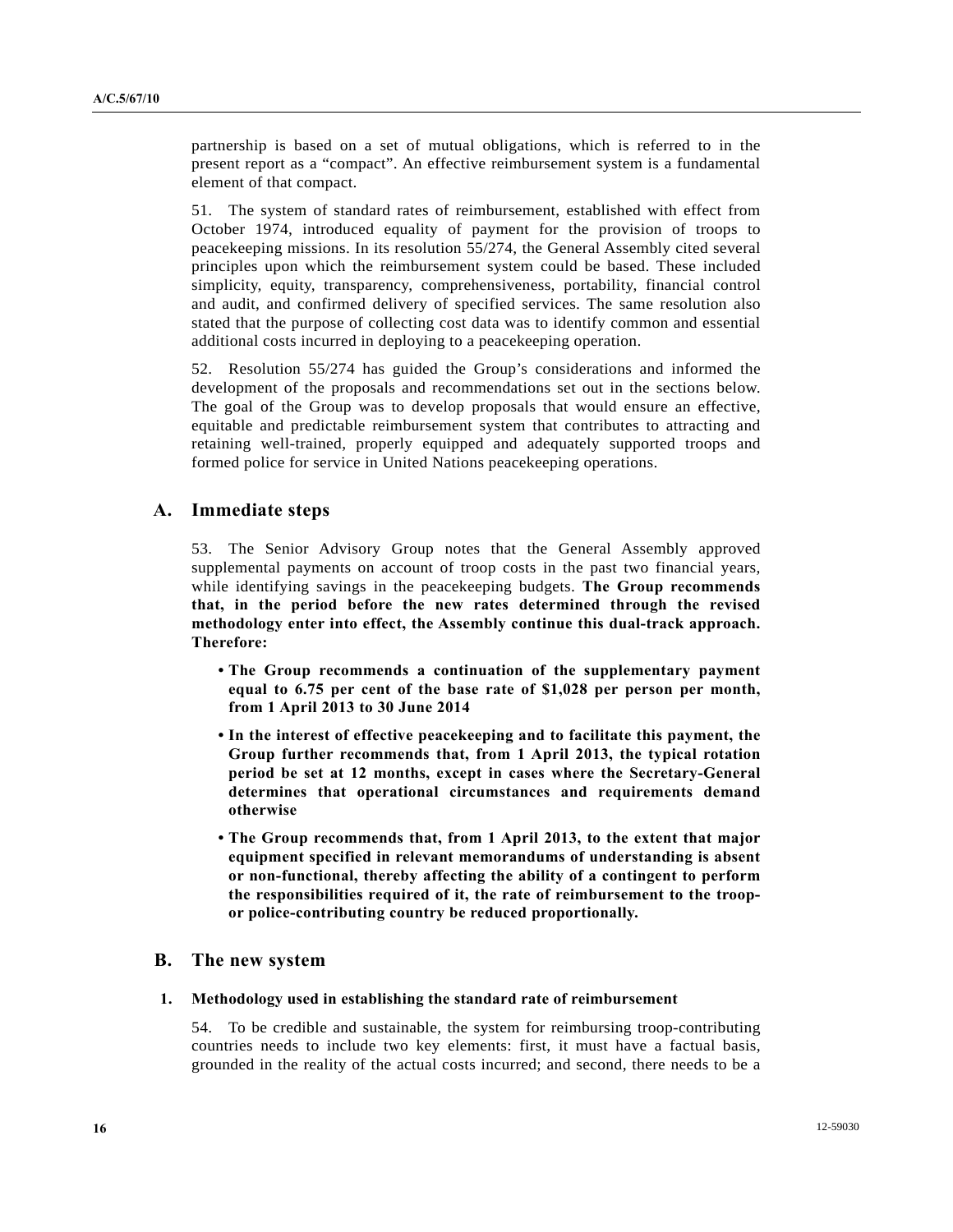partnership is based on a set of mutual obligations, which is referred to in the present report as a "compact". An effective reimbursement system is a fundamental element of that compact.

51. The system of standard rates of reimbursement, established with effect from October 1974, introduced equality of payment for the provision of troops to peacekeeping missions. In its resolution 55/274, the General Assembly cited several principles upon which the reimbursement system could be based. These included simplicity, equity, transparency, comprehensiveness, portability, financial control and audit, and confirmed delivery of specified services. The same resolution also stated that the purpose of collecting cost data was to identify common and essential additional costs incurred in deploying to a peacekeeping operation.

52. Resolution 55/274 has guided the Group's considerations and informed the development of the proposals and recommendations set out in the sections below. The goal of the Group was to develop proposals that would ensure an effective, equitable and predictable reimbursement system that contributes to attracting and retaining well-trained, properly equipped and adequately supported troops and formed police for service in United Nations peacekeeping operations.

## A. Immediate steps

53. The Senior Advisory Group notes that the General Assembly approved supplemental payments on account of troop costs in the past two financial years, while identifying savings in the peacekeeping budgets. **The Group recommends that, in the period before the new rates determined through the revised methodology enter into effect, the Assembly continue this dual-track approach. Therefore:**

- **The Group recommends a continuation of the supplementary payment equal to 6.75 per cent of the base rate of $1,028 per person per month, from 1 April 2013 to 30 June 2014**
- **In the interest of effective peacekeeping and to facilitate this payment, the Group further recommends that, from 1 April 2013, the typical rotation period be set at 12 months, except in cases where the Secretary-General determines that operational circumstances and requirements demand otherwise**
- **The Group recommends that, from 1 April 2013, to the extent that major equipment specified in relevant memorandums of understanding is absent or non-functional, thereby affecting the ability of a contingent to perform the responsibilities required of it, the rate of reimbursement to the troop- or police-contributing country be reduced proportionally.**

## B. The new system

### 1. Methodology used in establishing the standard rate of reimbursement

54. To be credible and sustainable, the system for reimbursing troop-contributing countries needs to include two key elements: first, it must have a factual basis, grounded in the reality of the actual costs incurred; and second, there needs to be a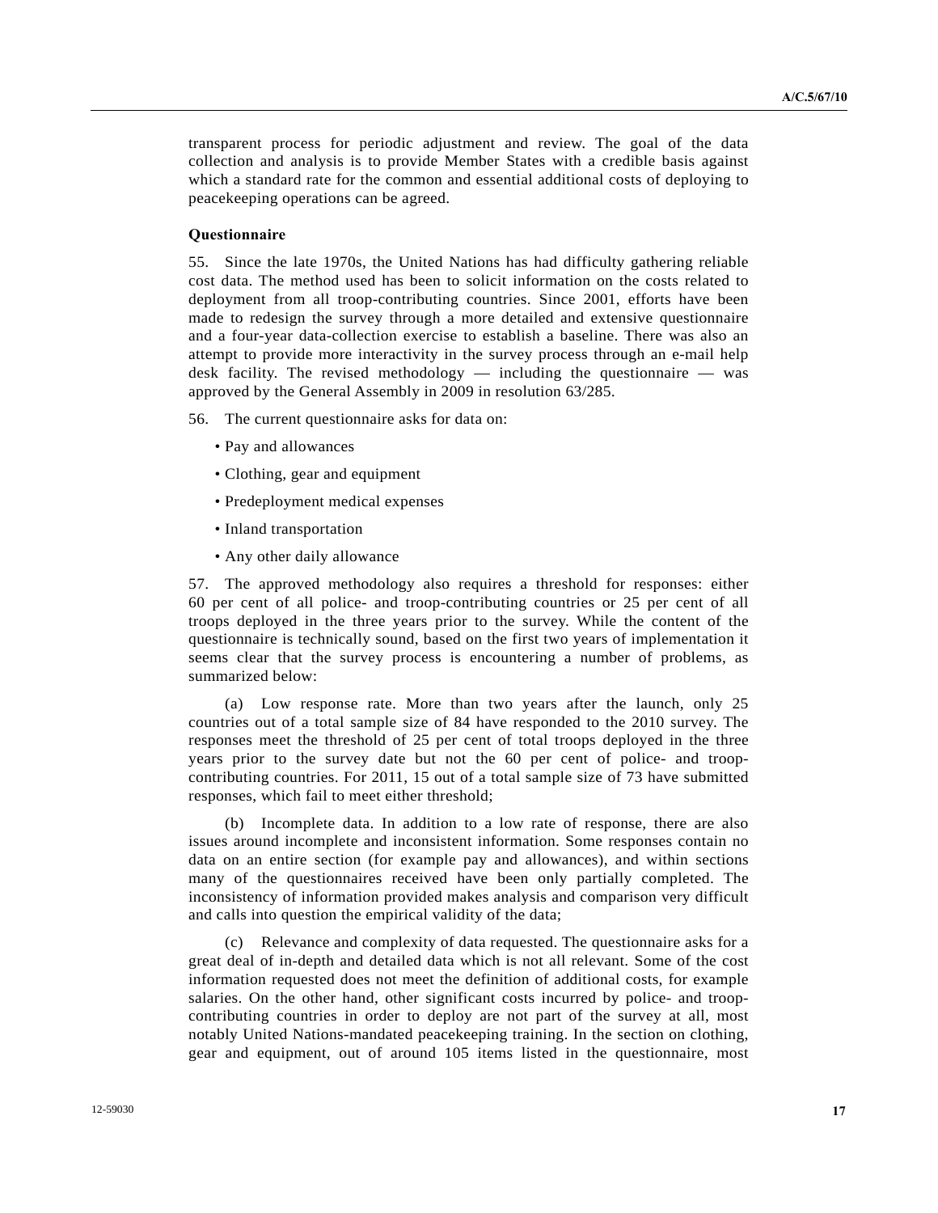transparent process for periodic adjustment and review. The goal of the data collection and analysis is to provide Member States with a credible basis against which a standard rate for the common and essential additional costs of deploying to peacekeeping operations can be agreed.

**Questionnaire**

55. Since the late 1970s, the United Nations has had difficulty gathering reliable cost data. The method used has been to solicit information on the costs related to deployment from all troop-contributing countries. Since 2001, efforts have been made to redesign the survey through a more detailed and extensive questionnaire and a four-year data-collection exercise to establish a baseline. There was also an attempt to provide more interactivity in the survey process through an e-mail help desk facility. The revised methodology — including the questionnaire — was approved by the General Assembly in 2009 in resolution 63/285.

56. The current questionnaire asks for data on:

- Pay and allowances
- Clothing, gear and equipment
- Predeployment medical expenses
- Inland transportation
- Any other daily allowance

57. The approved methodology also requires a threshold for responses: either 60 per cent of all police- and troop-contributing countries or 25 per cent of all troops deployed in the three years prior to the survey. While the content of the questionnaire is technically sound, based on the first two years of implementation it seems clear that the survey process is encountering a number of problems, as summarized below:

(a) Low response rate. More than two years after the launch, only 25 countries out of a total sample size of 84 have responded to the 2010 survey. The responses meet the threshold of 25 per cent of total troops deployed in the three years prior to the survey date but not the 60 per cent of police- and troop-contributing countries. For 2011, 15 out of a total sample size of 73 have submitted responses, which fail to meet either threshold;

(b) Incomplete data. In addition to a low rate of response, there are also issues around incomplete and inconsistent information. Some responses contain no data on an entire section (for example pay and allowances), and within sections many of the questionnaires received have been only partially completed. The inconsistency of information provided makes analysis and comparison very difficult and calls into question the empirical validity of the data;

(c) Relevance and complexity of data requested. The questionnaire asks for a great deal of in-depth and detailed data which is not all relevant. Some of the cost information requested does not meet the definition of additional costs, for example salaries. On the other hand, other significant costs incurred by police- and troop-contributing countries in order to deploy are not part of the survey at all, most notably United Nations-mandated peacekeeping training. In the section on clothing, gear and equipment, out of around 105 items listed in the questionnaire, most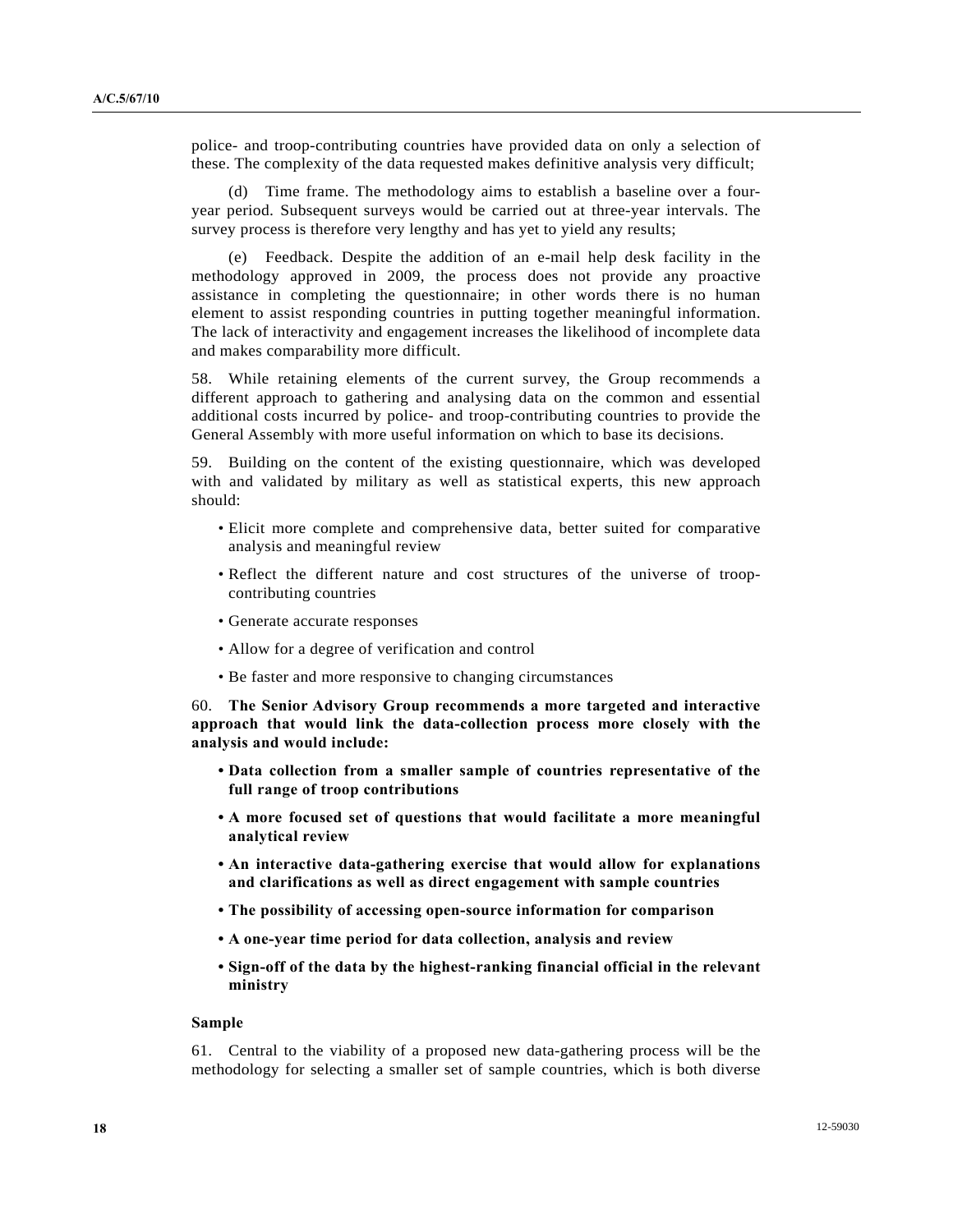police- and troop-contributing countries have provided data on only a selection of these. The complexity of the data requested makes definitive analysis very difficult;

(d) Time frame. The methodology aims to establish a baseline over a four-year period. Subsequent surveys would be carried out at three-year intervals. The survey process is therefore very lengthy and has yet to yield any results;

(e) Feedback. Despite the addition of an e-mail help desk facility in the methodology approved in 2009, the process does not provide any proactive assistance in completing the questionnaire; in other words there is no human element to assist responding countries in putting together meaningful information. The lack of interactivity and engagement increases the likelihood of incomplete data and makes comparability more difficult.

58. While retaining elements of the current survey, the Group recommends a different approach to gathering and analysing data on the common and essential additional costs incurred by police- and troop-contributing countries to provide the General Assembly with more useful information on which to base its decisions.

59. Building on the content of the existing questionnaire, which was developed with and validated by military as well as statistical experts, this new approach should:

- Elicit more complete and comprehensive data, better suited for comparative analysis and meaningful review
- Reflect the different nature and cost structures of the universe of troop-contributing countries
- Generate accurate responses
- Allow for a degree of verification and control
- Be faster and more responsive to changing circumstances

60. **The Senior Advisory Group recommends a more targeted and interactive approach that would link the data-collection process more closely with the analysis and would include:**

- **Data collection from a smaller sample of countries representative of the full range of troop contributions**
- **A more focused set of questions that would facilitate a more meaningful analytical review**
- **An interactive data-gathering exercise that would allow for explanations and clarifications as well as direct engagement with sample countries**
- **The possibility of accessing open-source information for comparison**
- **A one-year time period for data collection, analysis and review**
- **Sign-off of the data by the highest-ranking financial official in the relevant ministry**

### Sample

61. Central to the viability of a proposed new data-gathering process will be the methodology for selecting a smaller set of sample countries, which is both diverse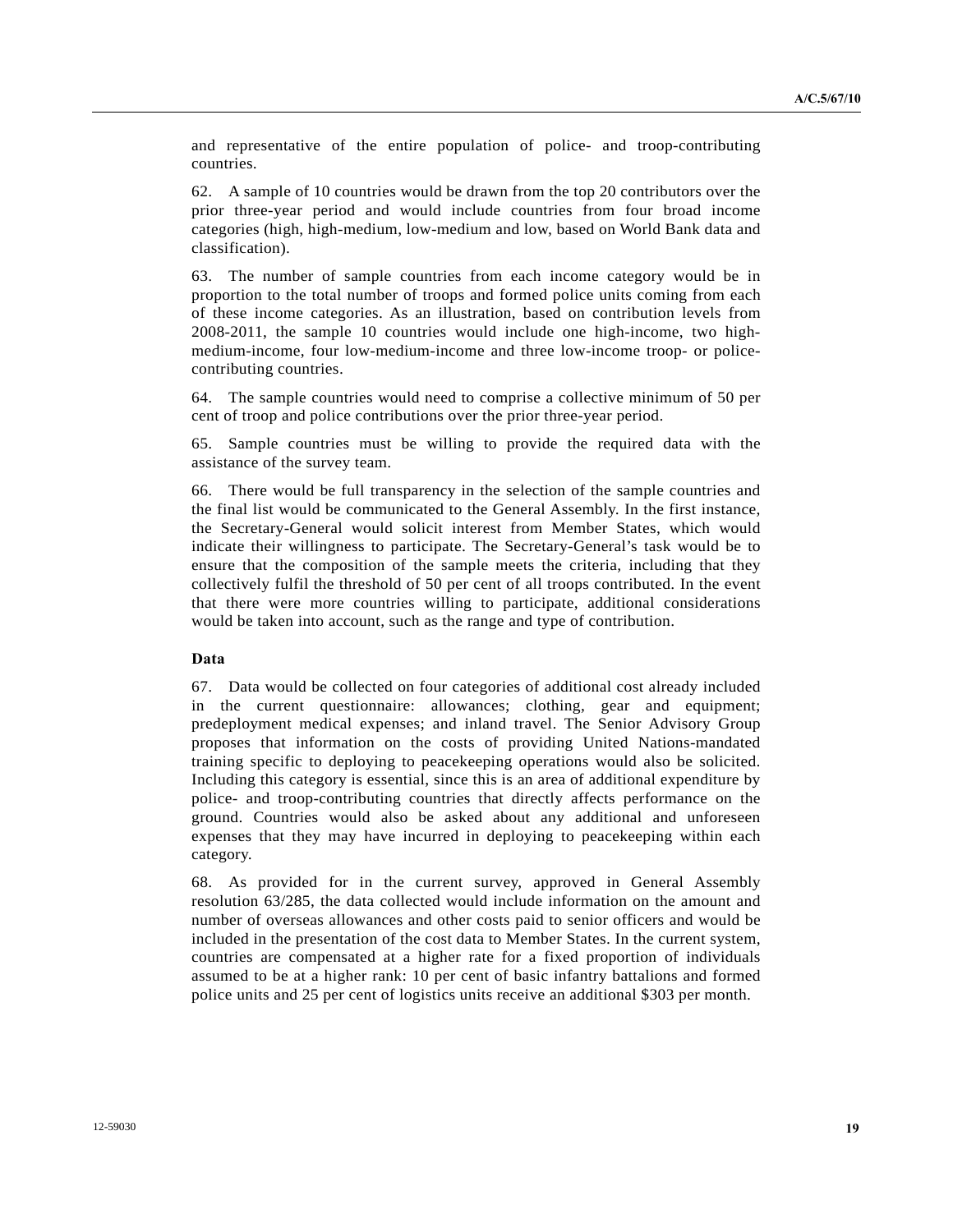and representative of the entire population of police- and troop-contributing countries.

62. A sample of 10 countries would be drawn from the top 20 contributors over the prior three-year period and would include countries from four broad income categories (high, high-medium, low-medium and low, based on World Bank data and classification).

63. The number of sample countries from each income category would be in proportion to the total number of troops and formed police units coming from each of these income categories. As an illustration, based on contribution levels from 2008-2011, the sample 10 countries would include one high-income, two high-medium-income, four low-medium-income and three low-income troop- or police-contributing countries.

64. The sample countries would need to comprise a collective minimum of 50 per cent of troop and police contributions over the prior three-year period.

65. Sample countries must be willing to provide the required data with the assistance of the survey team.

66. There would be full transparency in the selection of the sample countries and the final list would be communicated to the General Assembly. In the first instance, the Secretary-General would solicit interest from Member States, which would indicate their willingness to participate. The Secretary-General's task would be to ensure that the composition of the sample meets the criteria, including that they collectively fulfil the threshold of 50 per cent of all troops contributed. In the event that there were more countries willing to participate, additional considerations would be taken into account, such as the range and type of contribution.

**Data**

67. Data would be collected on four categories of additional cost already included in the current questionnaire: allowances; clothing, gear and equipment; predeployment medical expenses; and inland travel. The Senior Advisory Group proposes that information on the costs of providing United Nations-mandated training specific to deploying to peacekeeping operations would also be solicited. Including this category is essential, since this is an area of additional expenditure by police- and troop-contributing countries that directly affects performance on the ground. Countries would also be asked about any additional and unforeseen expenses that they may have incurred in deploying to peacekeeping within each category.

68. As provided for in the current survey, approved in General Assembly resolution 63/285, the data collected would include information on the amount and number of overseas allowances and other costs paid to senior officers and would be included in the presentation of the cost data to Member States. In the current system, countries are compensated at a higher rate for a fixed proportion of individuals assumed to be at a higher rank: 10 per cent of basic infantry battalions and formed police units and 25 per cent of logistics units receive an additional $303 per month.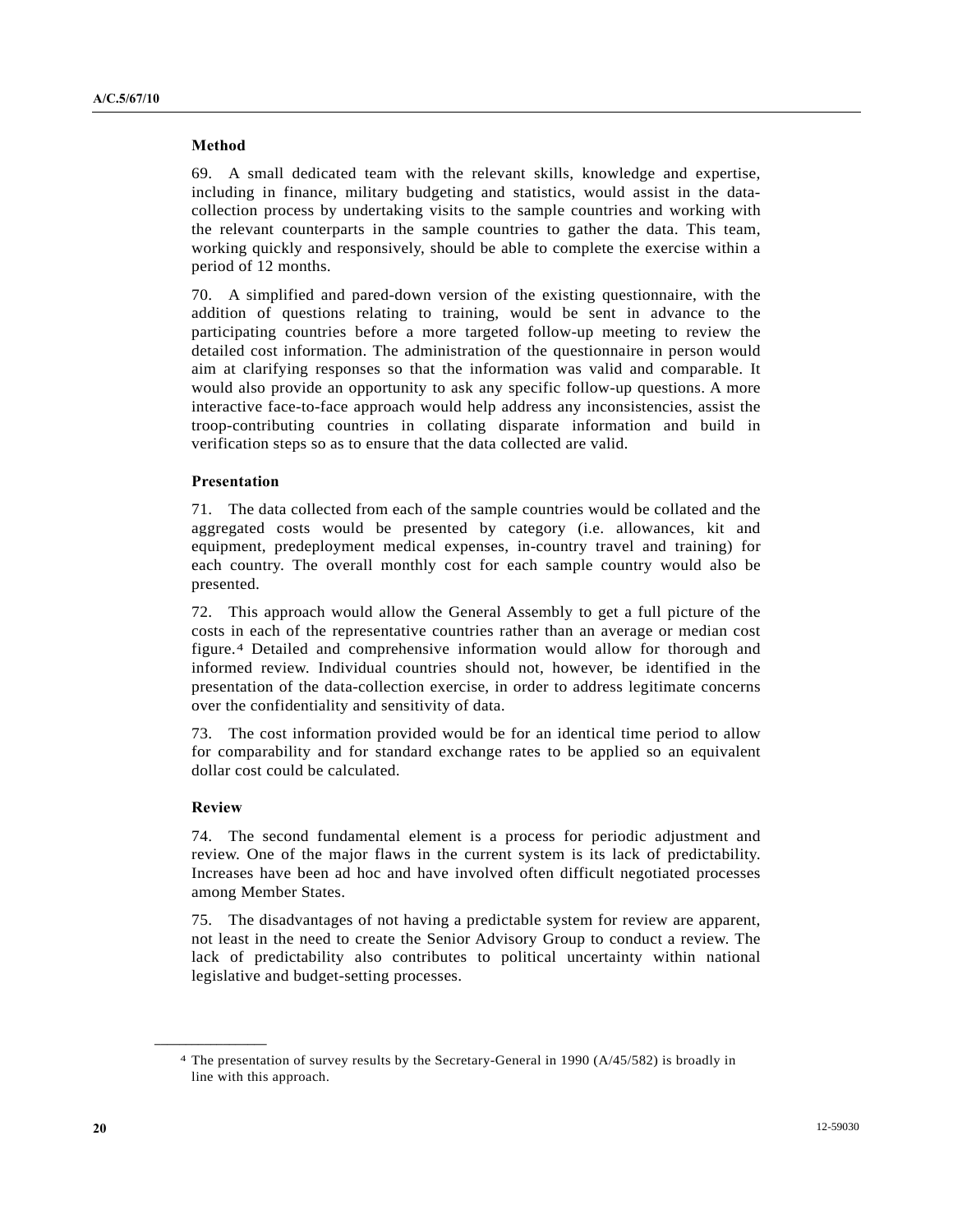**Method**

69. A small dedicated team with the relevant skills, knowledge and expertise, including in finance, military budgeting and statistics, would assist in the data-collection process by undertaking visits to the sample countries and working with the relevant counterparts in the sample countries to gather the data. This team, working quickly and responsively, should be able to complete the exercise within a period of 12 months.

70. A simplified and pared-down version of the existing questionnaire, with the addition of questions relating to training, would be sent in advance to the participating countries before a more targeted follow-up meeting to review the detailed cost information. The administration of the questionnaire in person would aim at clarifying responses so that the information was valid and comparable. It would also provide an opportunity to ask any specific follow-up questions. A more interactive face-to-face approach would help address any inconsistencies, assist the troop-contributing countries in collating disparate information and build in verification steps so as to ensure that the data collected are valid.

**Presentation**

71. The data collected from each of the sample countries would be collated and the aggregated costs would be presented by category (i.e. allowances, kit and equipment, predeployment medical expenses, in-country travel and training) for each country. The overall monthly cost for each sample country would also be presented.

72. This approach would allow the General Assembly to get a full picture of the costs in each of the representative countries rather than an average or median cost figure.[4] Detailed and comprehensive information would allow for thorough and informed review. Individual countries should not, however, be identified in the presentation of the data-collection exercise, in order to address legitimate concerns over the confidentiality and sensitivity of data.

73. The cost information provided would be for an identical time period to allow for comparability and for standard exchange rates to be applied so an equivalent dollar cost could be calculated.

**Review**

74. The second fundamental element is a process for periodic adjustment and review. One of the major flaws in the current system is its lack of predictability. Increases have been ad hoc and have involved often difficult negotiated processes among Member States.

75. The disadvantages of not having a predictable system for review are apparent, not least in the need to create the Senior Advisory Group to conduct a review. The lack of predictability also contributes to political uncertainty within national legislative and budget-setting processes.

---

[4] The presentation of survey results by the Secretary-General in 1990 (A/45/582) is broadly in line with this approach.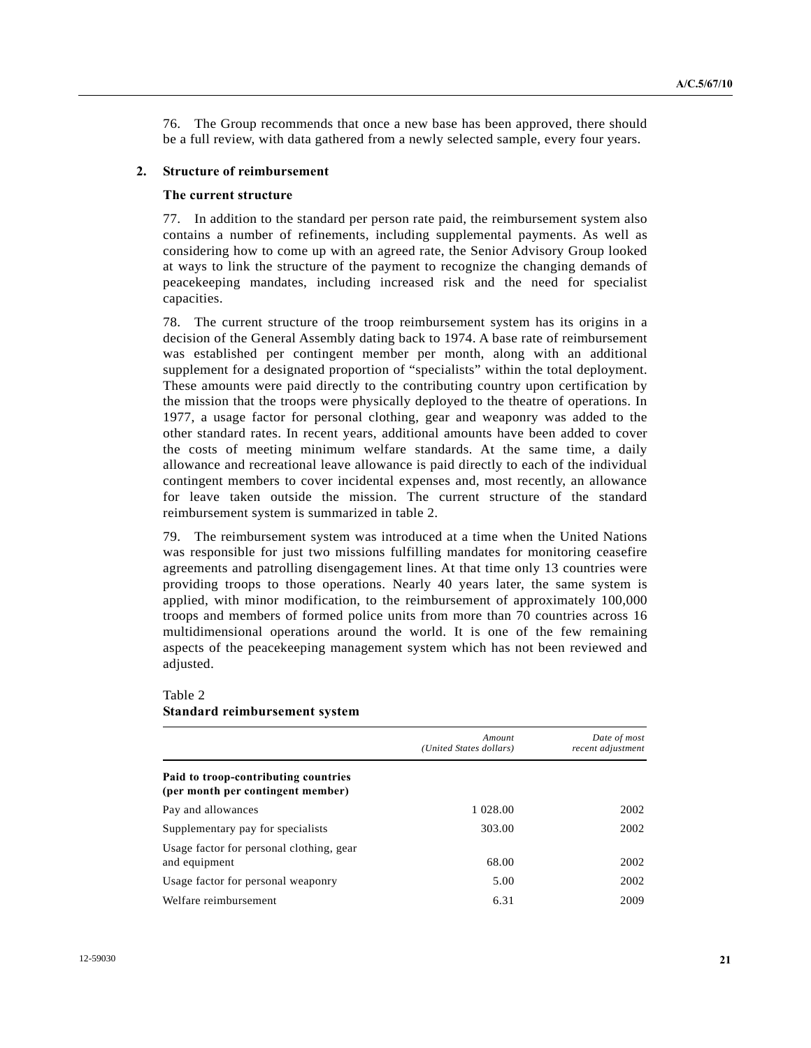76. The Group recommends that once a new base has been approved, there should be a full review, with data gathered from a newly selected sample, every four years.

## 2. Structure of reimbursement

### The current structure

77. In addition to the standard per person rate paid, the reimbursement system also contains a number of refinements, including supplemental payments. As well as considering how to come up with an agreed rate, the Senior Advisory Group looked at ways to link the structure of the payment to recognize the changing demands of peacekeeping mandates, including increased risk and the need for specialist capacities.

78. The current structure of the troop reimbursement system has its origins in a decision of the General Assembly dating back to 1974. A base rate of reimbursement was established per contingent member per month, along with an additional supplement for a designated proportion of "specialists" within the total deployment. These amounts were paid directly to the contributing country upon certification by the mission that the troops were physically deployed to the theatre of operations. In 1977, a usage factor for personal clothing, gear and weaponry was added to the other standard rates. In recent years, additional amounts have been added to cover the costs of meeting minimum welfare standards. At the same time, a daily allowance and recreational leave allowance is paid directly to each of the individual contingent members to cover incidental expenses and, most recently, an allowance for leave taken outside the mission. The current structure of the standard reimbursement system is summarized in table 2.

79. The reimbursement system was introduced at a time when the United Nations was responsible for just two missions fulfilling mandates for monitoring ceasefire agreements and patrolling disengagement lines. At that time only 13 countries were providing troops to those operations. Nearly 40 years later, the same system is applied, with minor modification, to the reimbursement of approximately 100,000 troops and members of formed police units from more than 70 countries across 16 multidimensional operations around the world. It is one of the few remaining aspects of the peacekeeping management system which has not been reviewed and adjusted.

Table 2
**Standard reimbursement system**

| | *Amount (United States dollars)* | *Date of most recent adjustment* |
|---|---|---|
| **Paid to troop-contributing countries (per month per contingent member)** | | |
| Pay and allowances | 1 028.00 | 2002 |
| Supplementary pay for specialists | 303.00 | 2002 |
| Usage factor for personal clothing, gear and equipment | 68.00 | 2002 |
| Usage factor for personal weaponry | 5.00 | 2002 |
| Welfare reimbursement | 6.31 | 2009 |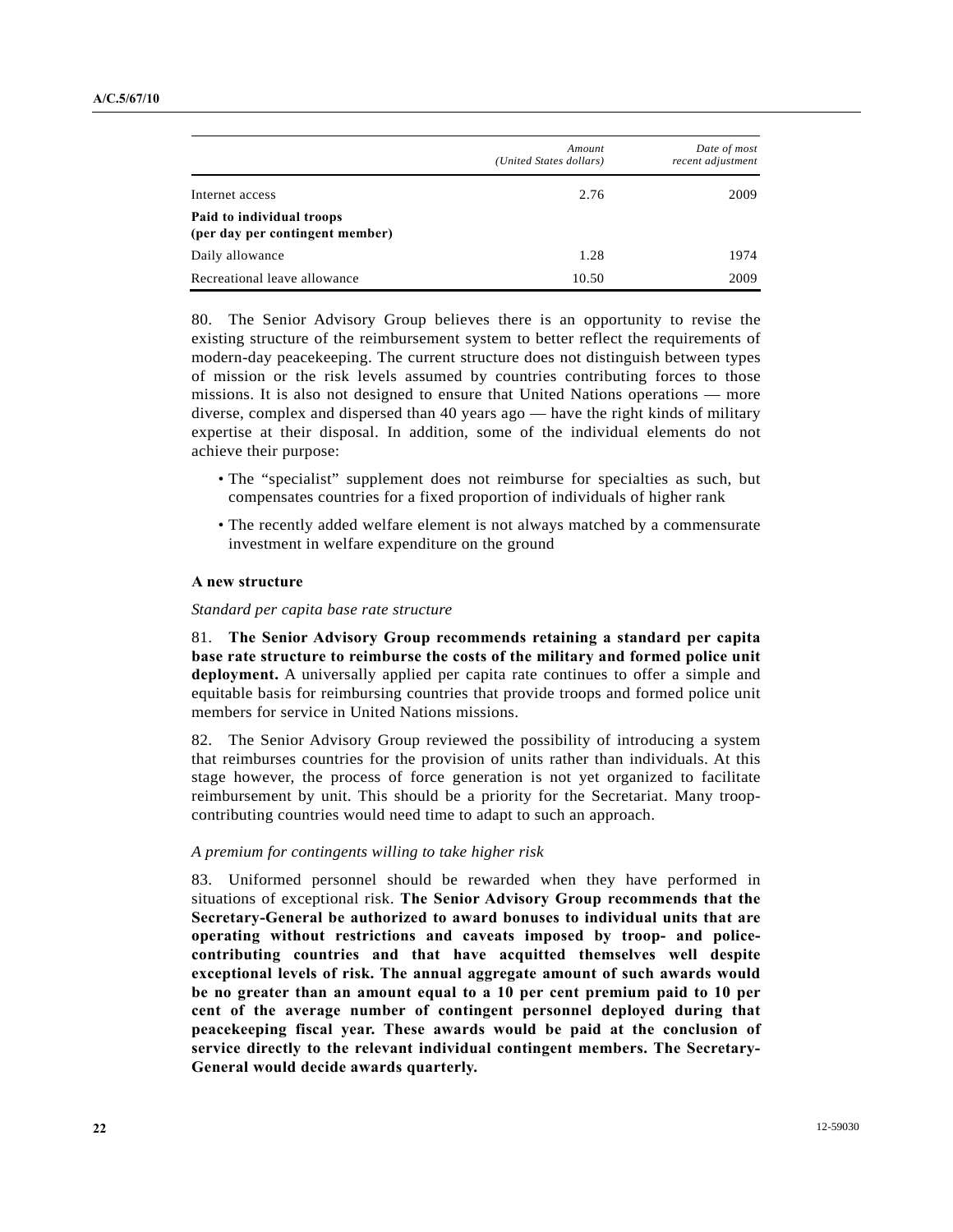| | Amount (United States dollars) | Date of most recent adjustment |
|---|---|---|
| Internet access | 2.76 | 2009 |
| **Paid to individual troops (per day per contingent member)** | | |
| Daily allowance | 1.28 | 1974 |
| Recreational leave allowance | 10.50 | 2009 |

80. The Senior Advisory Group believes there is an opportunity to revise the existing structure of the reimbursement system to better reflect the requirements of modern-day peacekeeping. The current structure does not distinguish between types of mission or the risk levels assumed by countries contributing forces to those missions. It is also not designed to ensure that United Nations operations — more diverse, complex and dispersed than 40 years ago — have the right kinds of military expertise at their disposal. In addition, some of the individual elements do not achieve their purpose:

- The "specialist" supplement does not reimburse for specialties as such, but compensates countries for a fixed proportion of individuals of higher rank
- The recently added welfare element is not always matched by a commensurate investment in welfare expenditure on the ground

### A new structure

*Standard per capita base rate structure*

81. **The Senior Advisory Group recommends retaining a standard per capita base rate structure to reimburse the costs of the military and formed police unit deployment.** A universally applied per capita rate continues to offer a simple and equitable basis for reimbursing countries that provide troops and formed police unit members for service in United Nations missions.

82. The Senior Advisory Group reviewed the possibility of introducing a system that reimburses countries for the provision of units rather than individuals. At this stage however, the process of force generation is not yet organized to facilitate reimbursement by unit. This should be a priority for the Secretariat. Many troop-contributing countries would need time to adapt to such an approach.

*A premium for contingents willing to take higher risk*

83. Uniformed personnel should be rewarded when they have performed in situations of exceptional risk. **The Senior Advisory Group recommends that the Secretary-General be authorized to award bonuses to individual units that are operating without restrictions and caveats imposed by troop- and police-contributing countries and that have acquitted themselves well despite exceptional levels of risk. The annual aggregate amount of such awards would be no greater than an amount equal to a 10 per cent premium paid to 10 per cent of the average number of contingent personnel deployed during that peacekeeping fiscal year. These awards would be paid at the conclusion of service directly to the relevant individual contingent members. The Secretary-General would decide awards quarterly.**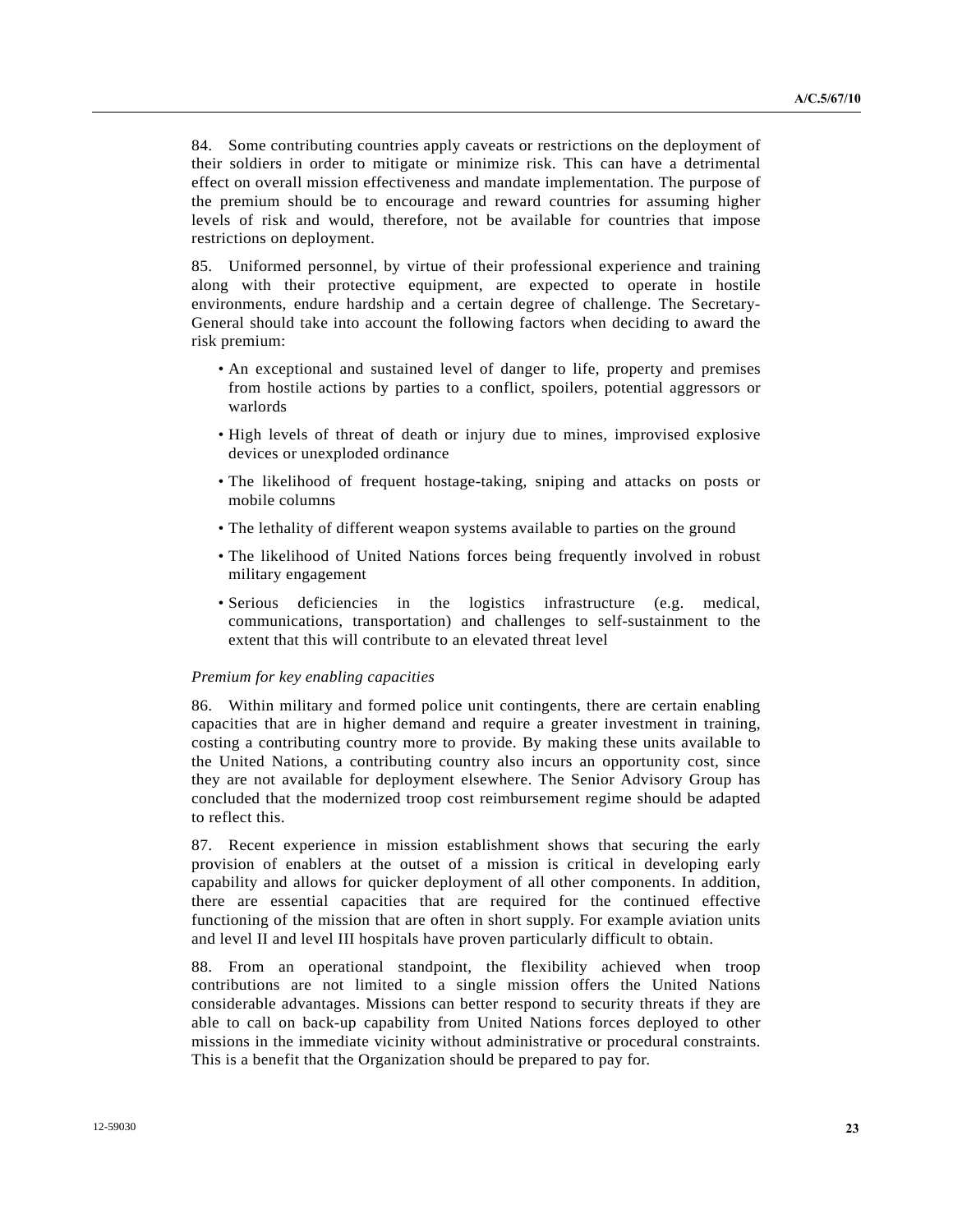84. Some contributing countries apply caveats or restrictions on the deployment of their soldiers in order to mitigate or minimize risk. This can have a detrimental effect on overall mission effectiveness and mandate implementation. The purpose of the premium should be to encourage and reward countries for assuming higher levels of risk and would, therefore, not be available for countries that impose restrictions on deployment.

85. Uniformed personnel, by virtue of their professional experience and training along with their protective equipment, are expected to operate in hostile environments, endure hardship and a certain degree of challenge. The Secretary-General should take into account the following factors when deciding to award the risk premium:

- An exceptional and sustained level of danger to life, property and premises from hostile actions by parties to a conflict, spoilers, potential aggressors or warlords
- High levels of threat of death or injury due to mines, improvised explosive devices or unexploded ordinance
- The likelihood of frequent hostage-taking, sniping and attacks on posts or mobile columns
- The lethality of different weapon systems available to parties on the ground
- The likelihood of United Nations forces being frequently involved in robust military engagement
- Serious deficiencies in the logistics infrastructure (e.g. medical, communications, transportation) and challenges to self-sustainment to the extent that this will contribute to an elevated threat level

*Premium for key enabling capacities*

86. Within military and formed police unit contingents, there are certain enabling capacities that are in higher demand and require a greater investment in training, costing a contributing country more to provide. By making these units available to the United Nations, a contributing country also incurs an opportunity cost, since they are not available for deployment elsewhere. The Senior Advisory Group has concluded that the modernized troop cost reimbursement regime should be adapted to reflect this.

87. Recent experience in mission establishment shows that securing the early provision of enablers at the outset of a mission is critical in developing early capability and allows for quicker deployment of all other components. In addition, there are essential capacities that are required for the continued effective functioning of the mission that are often in short supply. For example aviation units and level II and level III hospitals have proven particularly difficult to obtain.

88. From an operational standpoint, the flexibility achieved when troop contributions are not limited to a single mission offers the United Nations considerable advantages. Missions can better respond to security threats if they are able to call on back-up capability from United Nations forces deployed to other missions in the immediate vicinity without administrative or procedural constraints. This is a benefit that the Organization should be prepared to pay for.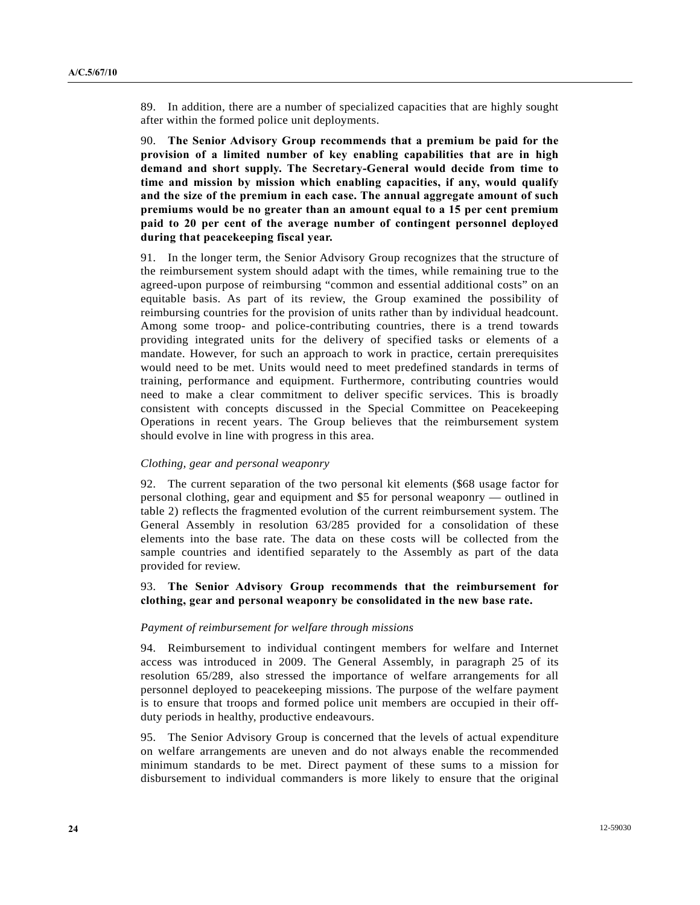89. In addition, there are a number of specialized capacities that are highly sought after within the formed police unit deployments.

90. **The Senior Advisory Group recommends that a premium be paid for the provision of a limited number of key enabling capabilities that are in high demand and short supply. The Secretary-General would decide from time to time and mission by mission which enabling capacities, if any, would qualify and the size of the premium in each case. The annual aggregate amount of such premiums would be no greater than an amount equal to a 15 per cent premium paid to 20 per cent of the average number of contingent personnel deployed during that peacekeeping fiscal year.**

91. In the longer term, the Senior Advisory Group recognizes that the structure of the reimbursement system should adapt with the times, while remaining true to the agreed-upon purpose of reimbursing "common and essential additional costs" on an equitable basis. As part of its review, the Group examined the possibility of reimbursing countries for the provision of units rather than by individual headcount. Among some troop- and police-contributing countries, there is a trend towards providing integrated units for the delivery of specified tasks or elements of a mandate. However, for such an approach to work in practice, certain prerequisites would need to be met. Units would need to meet predefined standards in terms of training, performance and equipment. Furthermore, contributing countries would need to make a clear commitment to deliver specific services. This is broadly consistent with concepts discussed in the Special Committee on Peacekeeping Operations in recent years. The Group believes that the reimbursement system should evolve in line with progress in this area.

*Clothing, gear and personal weaponry*

92. The current separation of the two personal kit elements ($68 usage factor for personal clothing, gear and equipment and $5 for personal weaponry — outlined in table 2) reflects the fragmented evolution of the current reimbursement system. The General Assembly in resolution 63/285 provided for a consolidation of these elements into the base rate. The data on these costs will be collected from the sample countries and identified separately to the Assembly as part of the data provided for review.

93. **The Senior Advisory Group recommends that the reimbursement for clothing, gear and personal weaponry be consolidated in the new base rate.**

*Payment of reimbursement for welfare through missions*

94. Reimbursement to individual contingent members for welfare and Internet access was introduced in 2009. The General Assembly, in paragraph 25 of its resolution 65/289, also stressed the importance of welfare arrangements for all personnel deployed to peacekeeping missions. The purpose of the welfare payment is to ensure that troops and formed police unit members are occupied in their off-duty periods in healthy, productive endeavours.

95. The Senior Advisory Group is concerned that the levels of actual expenditure on welfare arrangements are uneven and do not always enable the recommended minimum standards to be met. Direct payment of these sums to a mission for disbursement to individual commanders is more likely to ensure that the original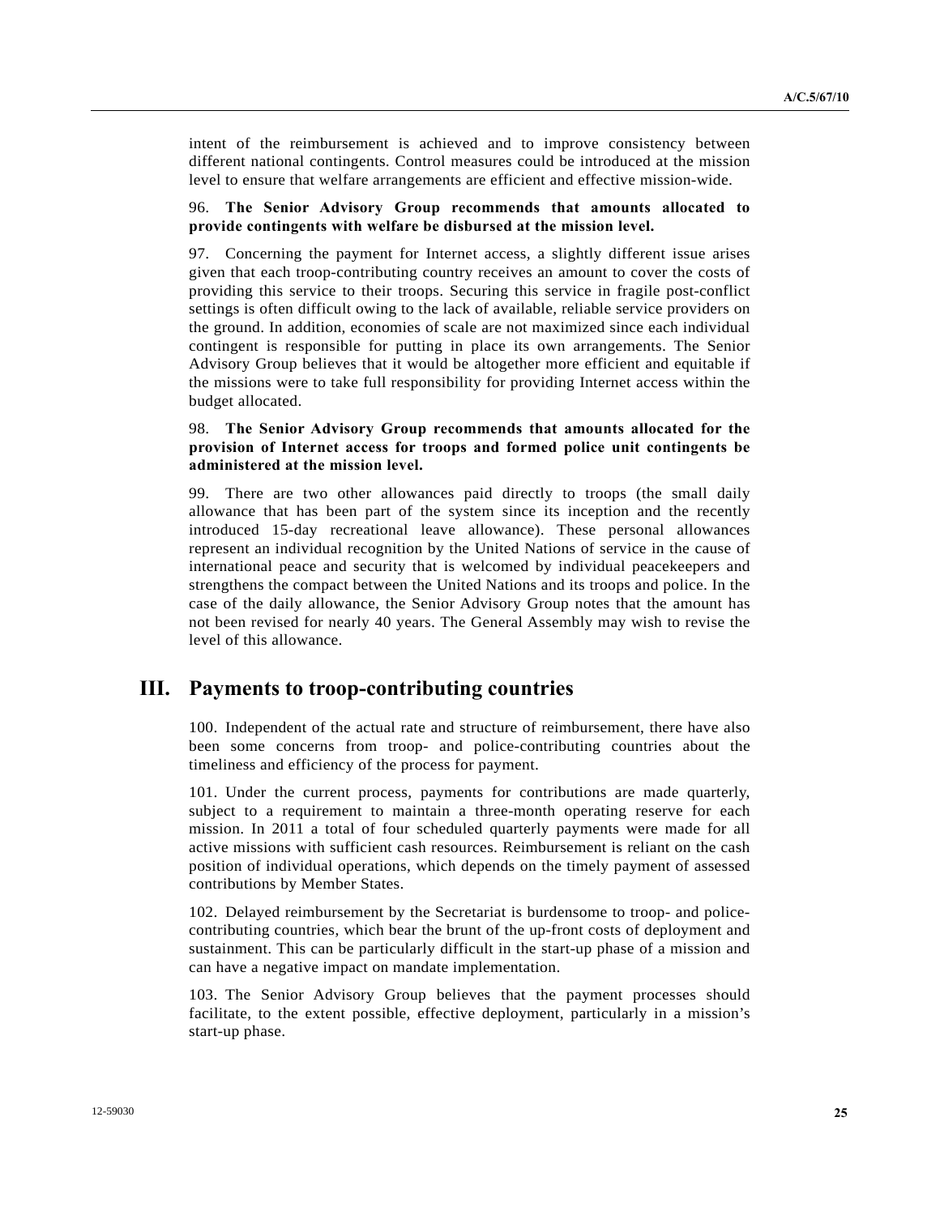intent of the reimbursement is achieved and to improve consistency between different national contingents. Control measures could be introduced at the mission level to ensure that welfare arrangements are efficient and effective mission-wide.

96. **The Senior Advisory Group recommends that amounts allocated to provide contingents with welfare be disbursed at the mission level.**

97. Concerning the payment for Internet access, a slightly different issue arises given that each troop-contributing country receives an amount to cover the costs of providing this service to their troops. Securing this service in fragile post-conflict settings is often difficult owing to the lack of available, reliable service providers on the ground. In addition, economies of scale are not maximized since each individual contingent is responsible for putting in place its own arrangements. The Senior Advisory Group believes that it would be altogether more efficient and equitable if the missions were to take full responsibility for providing Internet access within the budget allocated.

98. **The Senior Advisory Group recommends that amounts allocated for the provision of Internet access for troops and formed police unit contingents be administered at the mission level.**

99. There are two other allowances paid directly to troops (the small daily allowance that has been part of the system since its inception and the recently introduced 15-day recreational leave allowance). These personal allowances represent an individual recognition by the United Nations of service in the cause of international peace and security that is welcomed by individual peacekeepers and strengthens the compact between the United Nations and its troops and police. In the case of the daily allowance, the Senior Advisory Group notes that the amount has not been revised for nearly 40 years. The General Assembly may wish to revise the level of this allowance.

## III. Payments to troop-contributing countries

100. Independent of the actual rate and structure of reimbursement, there have also been some concerns from troop- and police-contributing countries about the timeliness and efficiency of the process for payment.

101. Under the current process, payments for contributions are made quarterly, subject to a requirement to maintain a three-month operating reserve for each mission. In 2011 a total of four scheduled quarterly payments were made for all active missions with sufficient cash resources. Reimbursement is reliant on the cash position of individual operations, which depends on the timely payment of assessed contributions by Member States.

102. Delayed reimbursement by the Secretariat is burdensome to troop- and police-contributing countries, which bear the brunt of the up-front costs of deployment and sustainment. This can be particularly difficult in the start-up phase of a mission and can have a negative impact on mandate implementation.

103. The Senior Advisory Group believes that the payment processes should facilitate, to the extent possible, effective deployment, particularly in a mission's start-up phase.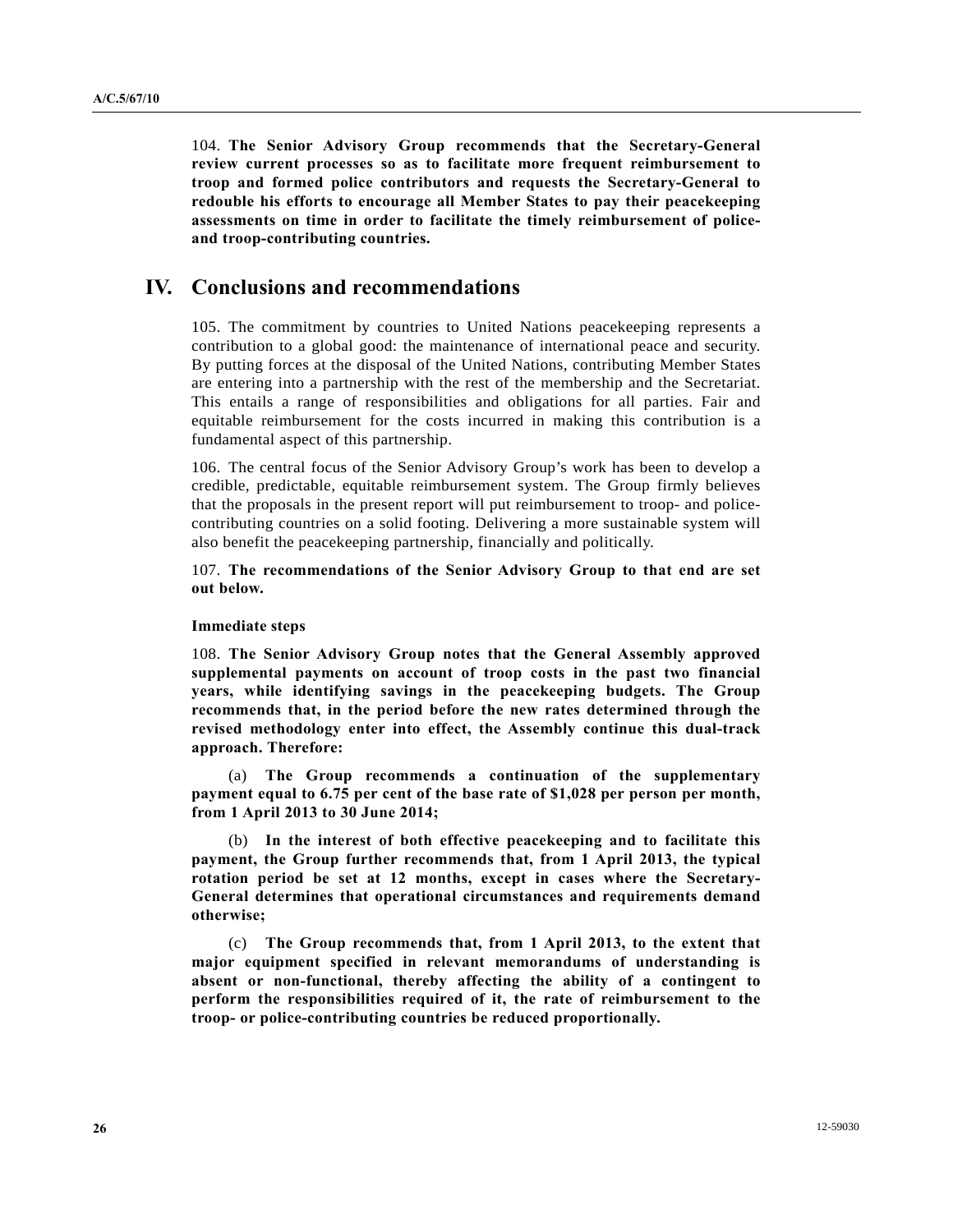104. **The Senior Advisory Group recommends that the Secretary-General review current processes so as to facilitate more frequent reimbursement to troop and formed police contributors and requests the Secretary-General to redouble his efforts to encourage all Member States to pay their peacekeeping assessments on time in order to facilitate the timely reimbursement of police- and troop-contributing countries.**

# IV. Conclusions and recommendations

105. The commitment by countries to United Nations peacekeeping represents a contribution to a global good: the maintenance of international peace and security. By putting forces at the disposal of the United Nations, contributing Member States are entering into a partnership with the rest of the membership and the Secretariat. This entails a range of responsibilities and obligations for all parties. Fair and equitable reimbursement for the costs incurred in making this contribution is a fundamental aspect of this partnership.

106. The central focus of the Senior Advisory Group's work has been to develop a credible, predictable, equitable reimbursement system. The Group firmly believes that the proposals in the present report will put reimbursement to troop- and police-contributing countries on a solid footing. Delivering a more sustainable system will also benefit the peacekeeping partnership, financially and politically.

107. **The recommendations of the Senior Advisory Group to that end are set out below.**

### Immediate steps

108. **The Senior Advisory Group notes that the General Assembly approved supplemental payments on account of troop costs in the past two financial years, while identifying savings in the peacekeeping budgets. The Group recommends that, in the period before the new rates determined through the revised methodology enter into effect, the Assembly continue this dual-track approach. Therefore:**

(a) **The Group recommends a continuation of the supplementary payment equal to 6.75 per cent of the base rate of $1,028 per person per month, from 1 April 2013 to 30 June 2014;**

(b) **In the interest of both effective peacekeeping and to facilitate this payment, the Group further recommends that, from 1 April 2013, the typical rotation period be set at 12 months, except in cases where the Secretary-General determines that operational circumstances and requirements demand otherwise;**

(c) **The Group recommends that, from 1 April 2013, to the extent that major equipment specified in relevant memorandums of understanding is absent or non-functional, thereby affecting the ability of a contingent to perform the responsibilities required of it, the rate of reimbursement to the troop- or police-contributing countries be reduced proportionally.**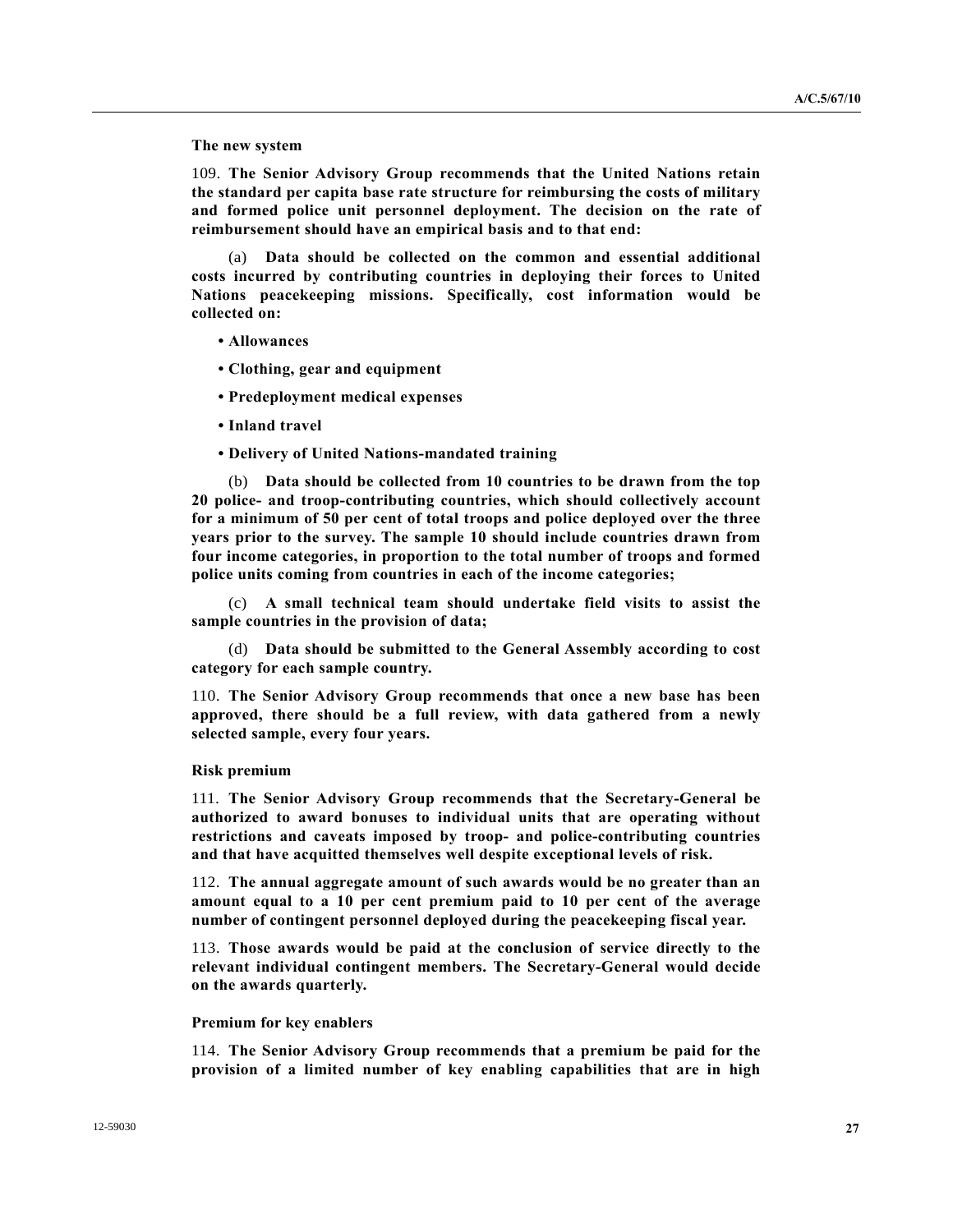**The new system**

109. **The Senior Advisory Group recommends that the United Nations retain the standard per capita base rate structure for reimbursing the costs of military and formed police unit personnel deployment. The decision on the rate of reimbursement should have an empirical basis and to that end:**

(a) **Data should be collected on the common and essential additional costs incurred by contributing countries in deploying their forces to United Nations peacekeeping missions. Specifically, cost information would be collected on:**

- **Allowances**
- **Clothing, gear and equipment**
- **Predeployment medical expenses**
- **Inland travel**
- **Delivery of United Nations-mandated training**

(b) **Data should be collected from 10 countries to be drawn from the top 20 police- and troop-contributing countries, which should collectively account for a minimum of 50 per cent of total troops and police deployed over the three years prior to the survey. The sample 10 should include countries drawn from four income categories, in proportion to the total number of troops and formed police units coming from countries in each of the income categories;**

(c) **A small technical team should undertake field visits to assist the sample countries in the provision of data;**

(d) **Data should be submitted to the General Assembly according to cost category for each sample country.**

110. **The Senior Advisory Group recommends that once a new base has been approved, there should be a full review, with data gathered from a newly selected sample, every four years.**

**Risk premium**

111. **The Senior Advisory Group recommends that the Secretary-General be authorized to award bonuses to individual units that are operating without restrictions and caveats imposed by troop- and police-contributing countries and that have acquitted themselves well despite exceptional levels of risk.**

112. **The annual aggregate amount of such awards would be no greater than an amount equal to a 10 per cent premium paid to 10 per cent of the average number of contingent personnel deployed during the peacekeeping fiscal year.**

113. **Those awards would be paid at the conclusion of service directly to the relevant individual contingent members. The Secretary-General would decide on the awards quarterly.**

**Premium for key enablers**

114. **The Senior Advisory Group recommends that a premium be paid for the provision of a limited number of key enabling capabilities that are in high**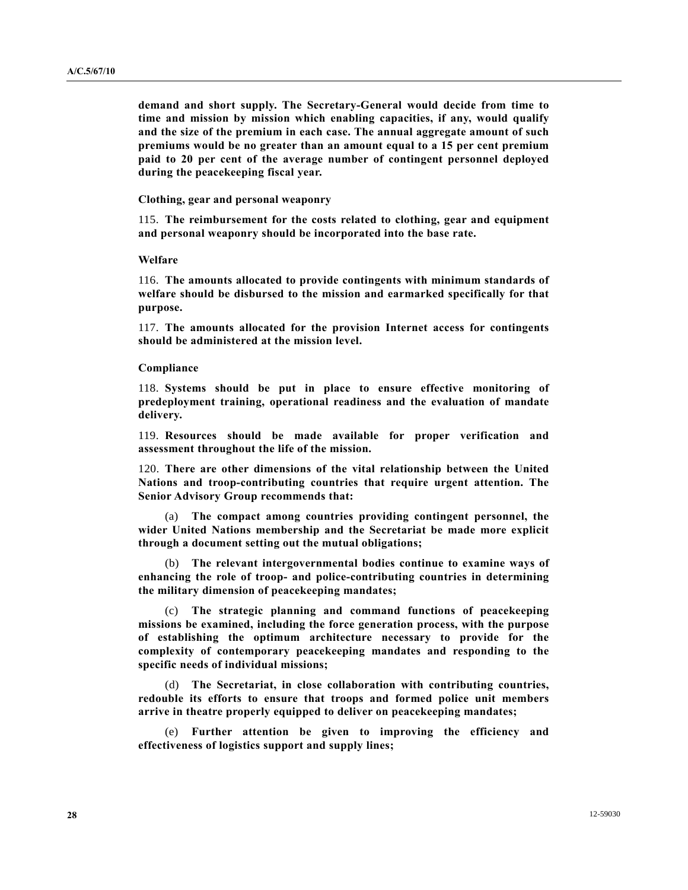**demand and short supply. The Secretary-General would decide from time to time and mission by mission which enabling capacities, if any, would qualify and the size of the premium in each case. The annual aggregate amount of such premiums would be no greater than an amount equal to a 15 per cent premium paid to 20 per cent of the average number of contingent personnel deployed during the peacekeeping fiscal year.**

**Clothing, gear and personal weaponry**

115. **The reimbursement for the costs related to clothing, gear and equipment and personal weaponry should be incorporated into the base rate.**

**Welfare**

116. **The amounts allocated to provide contingents with minimum standards of welfare should be disbursed to the mission and earmarked specifically for that purpose.**

117. **The amounts allocated for the provision Internet access for contingents should be administered at the mission level.**

**Compliance**

118. **Systems should be put in place to ensure effective monitoring of predeployment training, operational readiness and the evaluation of mandate delivery.**

119. **Resources should be made available for proper verification and assessment throughout the life of the mission.**

120. **There are other dimensions of the vital relationship between the United Nations and troop-contributing countries that require urgent attention. The Senior Advisory Group recommends that:**

(a) **The compact among countries providing contingent personnel, the wider United Nations membership and the Secretariat be made more explicit through a document setting out the mutual obligations;**

(b) **The relevant intergovernmental bodies continue to examine ways of enhancing the role of troop- and police-contributing countries in determining the military dimension of peacekeeping mandates;**

(c) **The strategic planning and command functions of peacekeeping missions be examined, including the force generation process, with the purpose of establishing the optimum architecture necessary to provide for the complexity of contemporary peacekeeping mandates and responding to the specific needs of individual missions;**

(d) **The Secretariat, in close collaboration with contributing countries, redouble its efforts to ensure that troops and formed police unit members arrive in theatre properly equipped to deliver on peacekeeping mandates;**

(e) **Further attention be given to improving the efficiency and effectiveness of logistics support and supply lines;**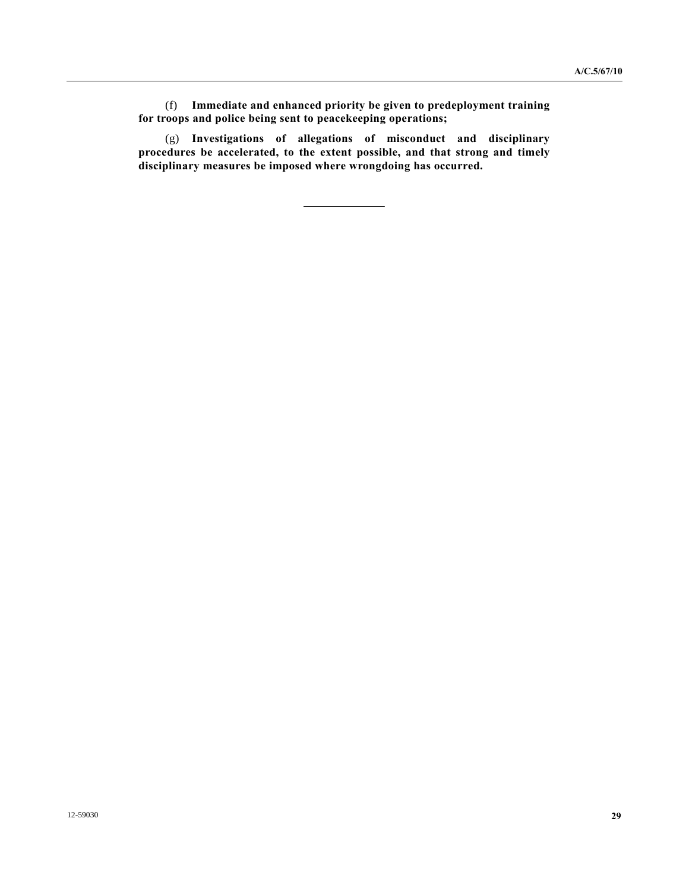(f) **Immediate and enhanced priority be given to predeployment training for troops and police being sent to peacekeeping operations;**

(g) **Investigations of allegations of misconduct and disciplinary procedures be accelerated, to the extent possible, and that strong and timely disciplinary measures be imposed where wrongdoing has occurred.**